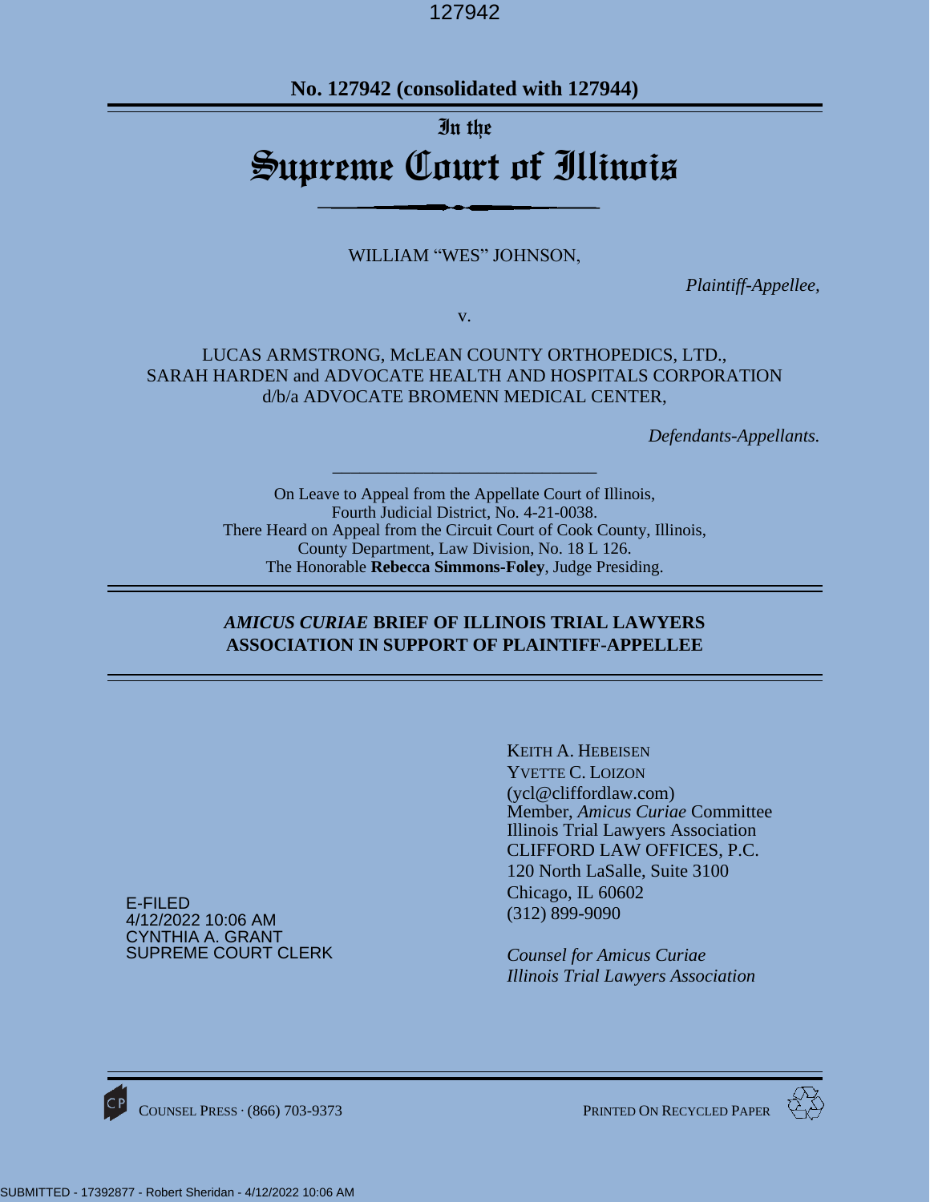**No. 127942 (consolidated with 127944)**

# In the
# Supreme Court of Illinois

WILLIAM "WES" JOHNSON,

*Plaintiff-Appellee,*

v.

LUCAS ARMSTRONG, McLEAN COUNTY ORTHOPEDICS, LTD., SARAH HARDEN and ADVOCATE HEALTH AND HOSPITALS CORPORATION d/b/a ADVOCATE BROMENN MEDICAL CENTER,

*Defendants-Appellants.*

On Leave to Appeal from the Appellate Court of Illinois, Fourth Judicial District, No. 4-21-0038.
There Heard on Appeal from the Circuit Court of Cook County, Illinois, County Department, Law Division, No. 18 L 126.
The Honorable **Rebecca Simmons-Foley**, Judge Presiding.

## *AMICUS CURIAE* BRIEF OF ILLINOIS TRIAL LAWYERS ASSOCIATION IN SUPPORT OF PLAINTIFF-APPELLEE

KEITH A. HEBEISEN
YVETTE C. LOIZON
(ycl@cliffordlaw.com)
Member, *Amicus Curiae* Committee
Illinois Trial Lawyers Association
CLIFFORD LAW OFFICES, P.C.
120 North LaSalle, Suite 3100
Chicago, IL 60602
(312) 899-9090

*Counsel for Amicus Curiae Illinois Trial Lawyers Association*

E-FILED
4/12/2022 10:06 AM
CYNTHIA A. GRANT
SUPREME COURT CLERK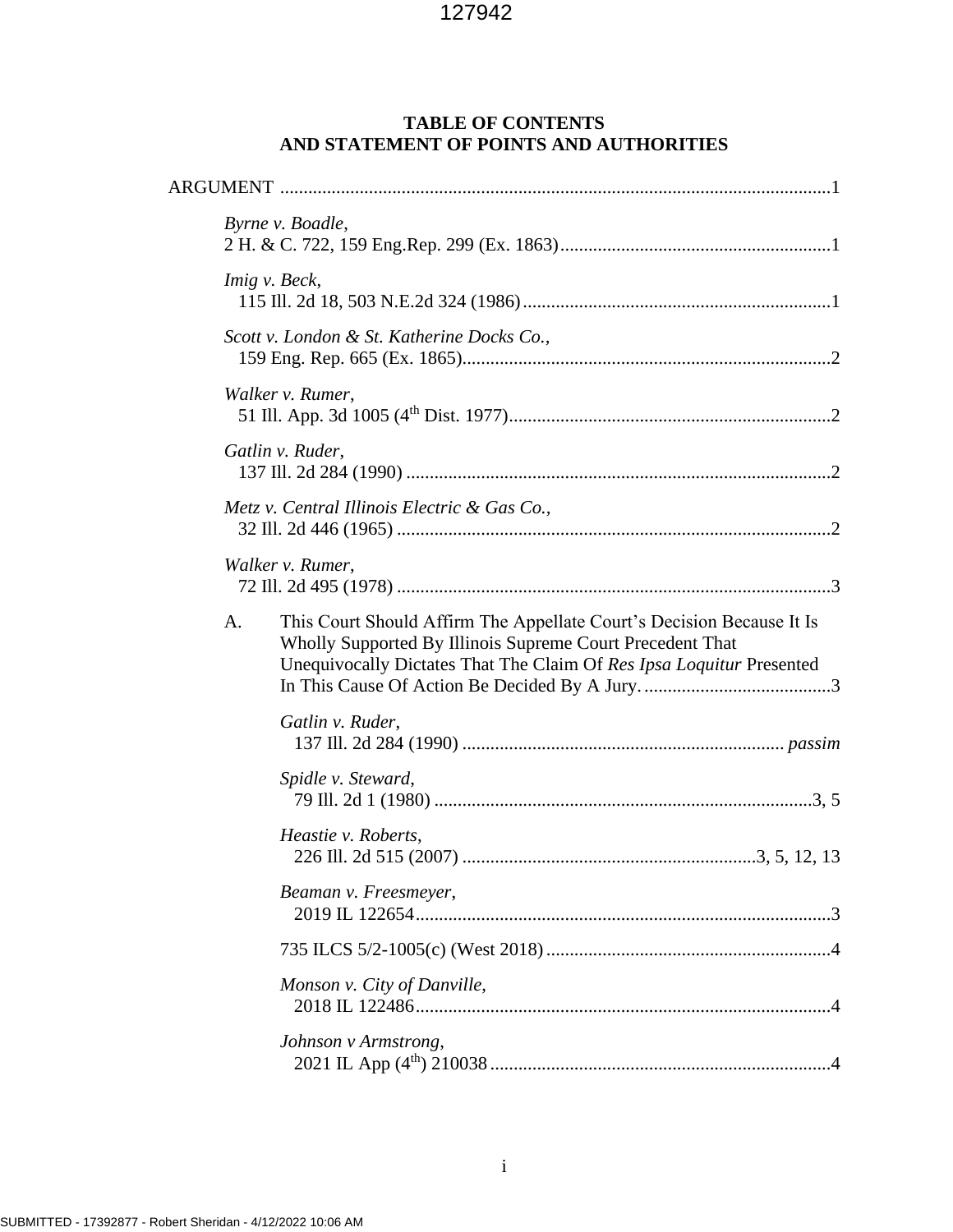**TABLE OF CONTENTS**
**AND STATEMENT OF POINTS AND AUTHORITIES**

ARGUMENT .....................................................................................................................1

*Byrne v. Boadle*,
2 H. & C. 722, 159 Eng.Rep. 299 (Ex. 1863)..........................................................1

*Imig v. Beck*,
115 Ill. 2d 18, 503 N.E.2d 324 (1986).................................................................1

*Scott v. London & St. Katherine Docks Co.*,
159 Eng. Rep. 665 (Ex. 1865)..............................................................................2

*Walker v. Rumer*,
51 Ill. App. 3d 1005 (4th Dist. 1977)....................................................................2

*Gatlin v. Ruder*,
137 Ill. 2d 284 (1990) ..........................................................................................2

*Metz v. Central Illinois Electric & Gas Co.*,
32 Ill. 2d 446 (1965) ............................................................................................2

*Walker v. Rumer*,
72 Ill. 2d 495 (1978) ............................................................................................3

A. This Court Should Affirm The Appellate Court's Decision Because It Is Wholly Supported By Illinois Supreme Court Precedent That Unequivocally Dictates That The Claim Of *Res Ipsa Loquitur* Presented In This Cause Of Action Be Decided By A Jury. ........................................3

*Gatlin v. Ruder*,
137 Ill. 2d 284 (1990) .................................................................... *passim*

*Spidle v. Steward*,
79 Ill. 2d 1 (1980) .................................................................................3, 5

*Heastie v. Roberts*,
226 Ill. 2d 515 (2007) ..............................................................3, 5, 12, 13

*Beaman v. Freesmeyer*,
2019 IL 122654.........................................................................................3

735 ILCS 5/2-1005(c) (West 2018).............................................................4

*Monson v. City of Danville*,
2018 IL 122486.........................................................................................4

*Johnson v Armstrong*,
2021 IL App (4th) 210038.........................................................................4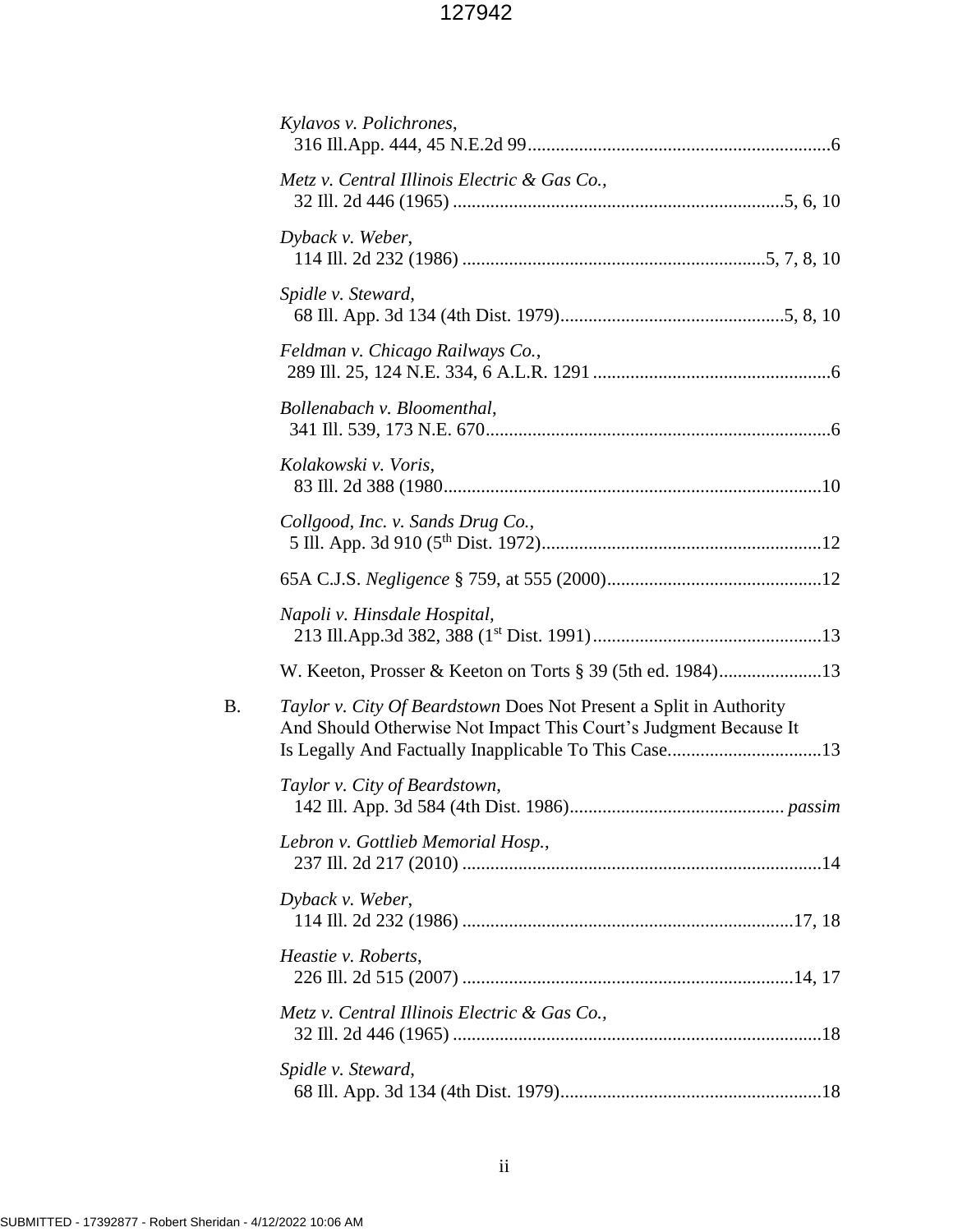*Kylavos v. Polichrones*,
316 Ill.App. 444, 45 N.E.2d 99.................................................................6

*Metz v. Central Illinois Electric & Gas Co.*,
32 Ill. 2d 446 (1965) ......................................................................5, 6, 10

*Dyback v. Weber*,
114 Ill. 2d 232 (1986) ................................................................5, 7, 8, 10

*Spidle v. Steward*,
68 Ill. App. 3d 134 (4th Dist. 1979)................................................5, 8, 10

*Feldman v. Chicago Railways Co.*,
289 Ill. 25, 124 N.E. 334, 6 A.L.R. 1291 ..................................................6

*Bollenabach v. Bloomenthal*,
341 Ill. 539, 173 N.E. 670.........................................................................6

*Kolakowski v. Voris*,
83 Ill. 2d 388 (1980................................................................................10

*Collgood, Inc. v. Sands Drug Co.*,
5 Ill. App. 3d 910 (5th Dist. 1972)...........................................................12

65A C.J.S. *Negligence* § 759, at 555 (2000).............................................12

*Napoli v. Hinsdale Hospital*,
213 Ill.App.3d 382, 388 (1st Dist. 1991).................................................13

W. Keeton, Prosser & Keeton on Torts § 39 (5th ed. 1984)......................13

B. *Taylor v. City Of Beardstown* Does Not Present a Split in Authority And Should Otherwise Not Impact This Court's Judgment Because It Is Legally And Factually Inapplicable To This Case................................13

*Taylor v. City of Beardstown*,
142 Ill. App. 3d 584 (4th Dist. 1986)............................................. *passim*

*Lebron v. Gottlieb Memorial Hosp.*,
237 Ill. 2d 217 (2010) ............................................................................14

*Dyback v. Weber*,
114 Ill. 2d 232 (1986) ......................................................................17, 18

*Heastie v. Roberts*,
226 Ill. 2d 515 (2007) ......................................................................14, 17

*Metz v. Central Illinois Electric & Gas Co.*,
32 Ill. 2d 446 (1965) ..............................................................................18

*Spidle v. Steward*,
68 Ill. App. 3d 134 (4th Dist. 1979)........................................................18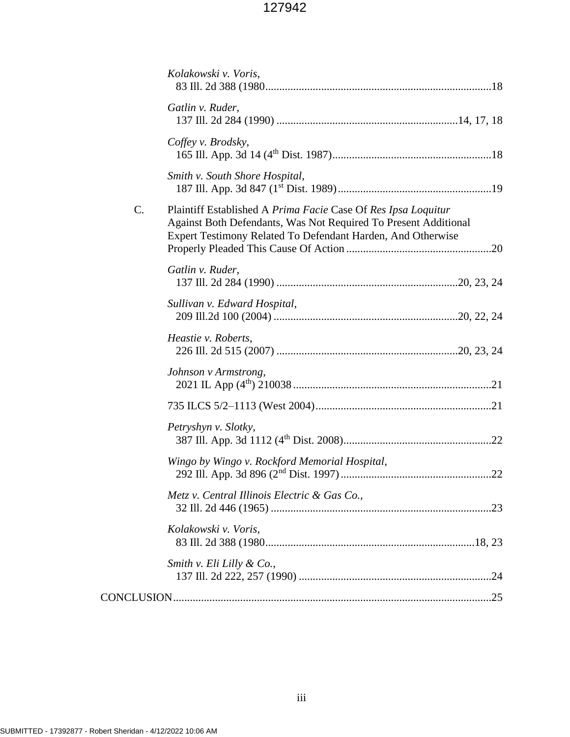*Kolakowski v. Voris*,
83 Ill. 2d 388 (1980.................................................................................18

*Gatlin v. Ruder*,
137 Ill. 2d 284 (1990) ................................................................14, 17, 18

*Coffey v. Brodsky*,
165 Ill. App. 3d 14 (4th Dist. 1987).........................................................18

*Smith v. South Shore Hospital*,
187 Ill. App. 3d 847 (1st Dist. 1989).......................................................19

C. Plaintiff Established A *Prima Facie* Case Of *Res Ipsa Loquitur* Against Both Defendants, Was Not Required To Present Additional Expert Testimony Related To Defendant Harden, And Otherwise Properly Pleaded This Cause Of Action ...................................................20

*Gatlin v. Ruder*,
137 Ill. 2d 284 (1990) ................................................................20, 23, 24

*Sullivan v. Edward Hospital*,
209 Ill.2d 100 (2004) .................................................................20, 22, 24

*Heastie v. Roberts*,
226 Ill. 2d 515 (2007) ................................................................20, 23, 24

*Johnson v Armstrong*,
2021 IL App (4th) 210038 .......................................................................21

735 ILCS 5/2–1113 (West 2004)..............................................................21

*Petryshyn v. Slotky*,
387 Ill. App. 3d 1112 (4th Dist. 2008).....................................................22

*Wingo by Wingo v. Rockford Memorial Hospital*,
292 Ill. App. 3d 896 (2nd Dist. 1997) ......................................................22

*Metz v. Central Illinois Electric & Gas Co.*,
32 Ill. 2d 446 (1965) ...............................................................................23

*Kolakowski v. Voris*,
83 Ill. 2d 388 (1980...........................................................................18, 23

*Smith v. Eli Lilly & Co.*,
137 Ill. 2d 222, 257 (1990) .....................................................................24

CONCLUSION.................................................................................................25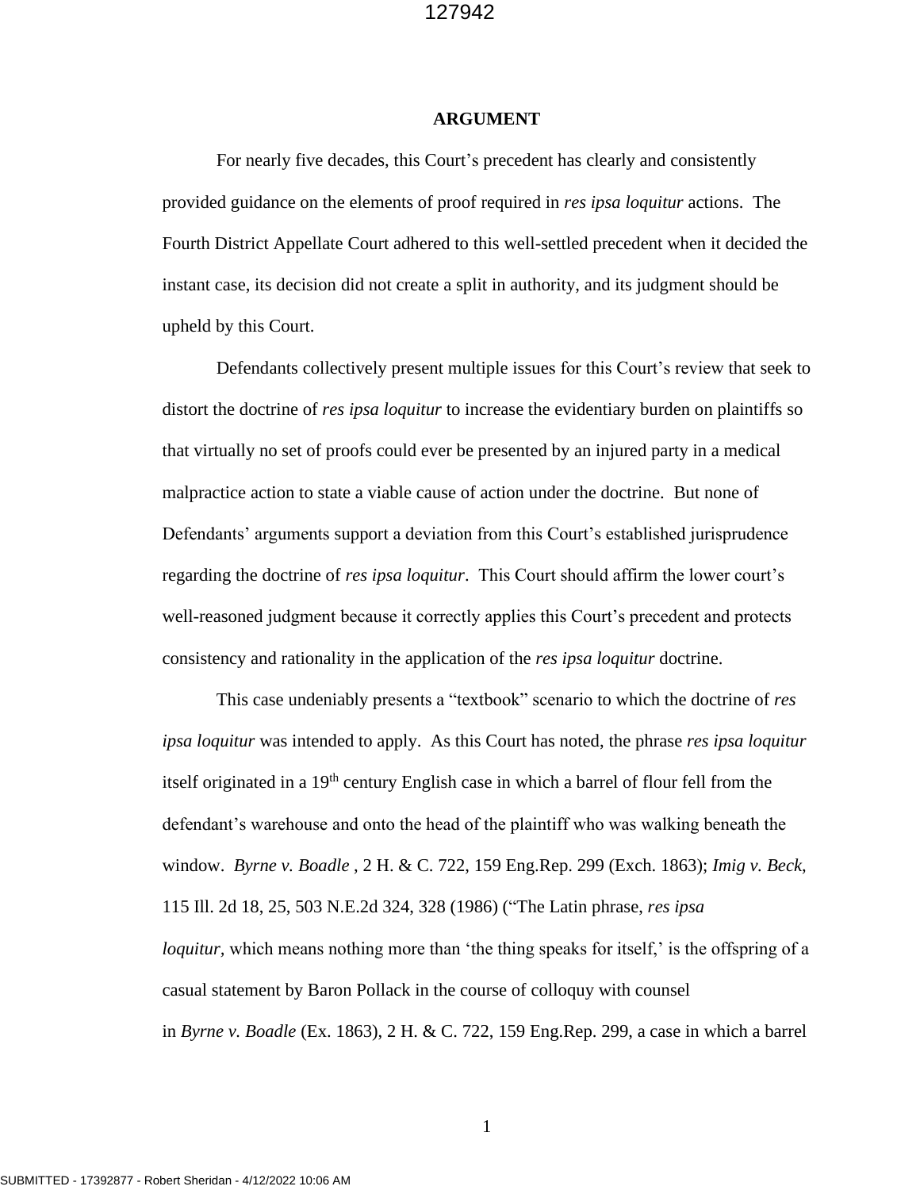**ARGUMENT**

For nearly five decades, this Court's precedent has clearly and consistently provided guidance on the elements of proof required in *res ipsa loquitur* actions. The Fourth District Appellate Court adhered to this well-settled precedent when it decided the instant case, its decision did not create a split in authority, and its judgment should be upheld by this Court.

Defendants collectively present multiple issues for this Court's review that seek to distort the doctrine of *res ipsa loquitur* to increase the evidentiary burden on plaintiffs so that virtually no set of proofs could ever be presented by an injured party in a medical malpractice action to state a viable cause of action under the doctrine. But none of Defendants' arguments support a deviation from this Court's established jurisprudence regarding the doctrine of *res ipsa loquitur*. This Court should affirm the lower court's well-reasoned judgment because it correctly applies this Court's precedent and protects consistency and rationality in the application of the *res ipsa loquitur* doctrine.

This case undeniably presents a "textbook" scenario to which the doctrine of *res ipsa loquitur* was intended to apply. As this Court has noted, the phrase *res ipsa loquitur* itself originated in a 19th century English case in which a barrel of flour fell from the defendant's warehouse and onto the head of the plaintiff who was walking beneath the window. *Byrne v. Boadle* , 2 H. & C. 722, 159 Eng.Rep. 299 (Exch. 1863); *Imig v. Beck*, 115 Ill. 2d 18, 25, 503 N.E.2d 324, 328 (1986) ("The Latin phrase, *res ipsa loquitur*, which means nothing more than 'the thing speaks for itself,' is the offspring of a casual statement by Baron Pollack in the course of colloquy with counsel in *Byrne v. Boadle* (Ex. 1863), 2 H. & C. 722, 159 Eng.Rep. 299, a case in which a barrel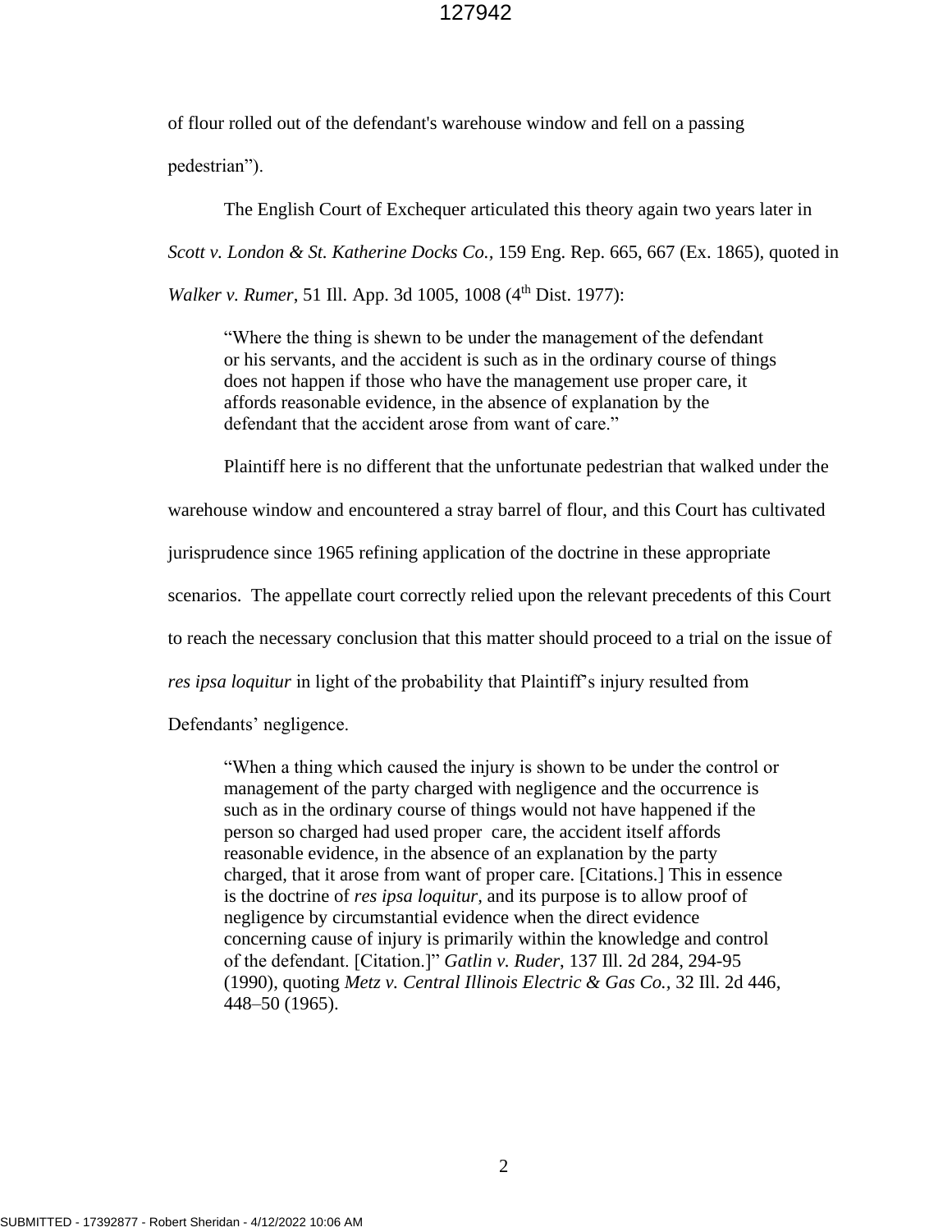of flour rolled out of the defendant's warehouse window and fell on a passing pedestrian").

The English Court of Exchequer articulated this theory again two years later in *Scott v. London & St. Katherine Docks Co.*, 159 Eng. Rep. 665, 667 (Ex. 1865), quoted in *Walker v. Rumer*, 51 Ill. App. 3d 1005, 1008 (4th Dist. 1977):

> "Where the thing is shewn to be under the management of the defendant or his servants, and the accident is such as in the ordinary course of things does not happen if those who have the management use proper care, it affords reasonable evidence, in the absence of explanation by the defendant that the accident arose from want of care."

Plaintiff here is no different that the unfortunate pedestrian that walked under the warehouse window and encountered a stray barrel of flour, and this Court has cultivated jurisprudence since 1965 refining application of the doctrine in these appropriate scenarios. The appellate court correctly relied upon the relevant precedents of this Court to reach the necessary conclusion that this matter should proceed to a trial on the issue of *res ipsa loquitur* in light of the probability that Plaintiff's injury resulted from Defendants' negligence.

> "When a thing which caused the injury is shown to be under the control or management of the party charged with negligence and the occurrence is such as in the ordinary course of things would not have happened if the person so charged had used proper care, the accident itself affords reasonable evidence, in the absence of an explanation by the party charged, that it arose from want of proper care. [Citations.] This in essence is the doctrine of *res ipsa loquitur*, and its purpose is to allow proof of negligence by circumstantial evidence when the direct evidence concerning cause of injury is primarily within the knowledge and control of the defendant. [Citation.]" *Gatlin v. Ruder*, 137 Ill. 2d 284, 294-95 (1990), quoting *Metz v. Central Illinois Electric & Gas Co.*, 32 Ill. 2d 446, 448–50 (1965).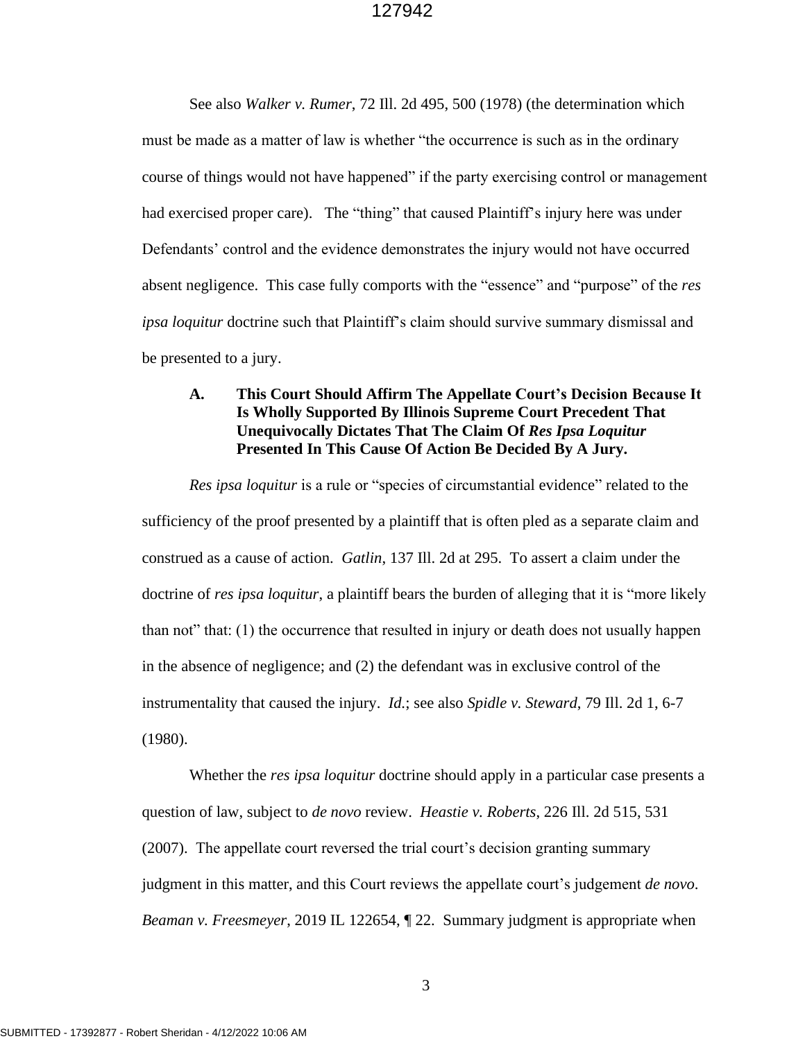See also *Walker v. Rumer*, 72 Ill. 2d 495, 500 (1978) (the determination which must be made as a matter of law is whether "the occurrence is such as in the ordinary course of things would not have happened" if the party exercising control or management had exercised proper care). The "thing" that caused Plaintiff's injury here was under Defendants' control and the evidence demonstrates the injury would not have occurred absent negligence. This case fully comports with the "essence" and "purpose" of the *res ipsa loquitur* doctrine such that Plaintiff's claim should survive summary dismissal and be presented to a jury.

### A. This Court Should Affirm The Appellate Court's Decision Because It Is Wholly Supported By Illinois Supreme Court Precedent That Unequivocally Dictates That The Claim Of *Res Ipsa Loquitur* Presented In This Cause Of Action Be Decided By A Jury.

*Res ipsa loquitur* is a rule or "species of circumstantial evidence" related to the sufficiency of the proof presented by a plaintiff that is often pled as a separate claim and construed as a cause of action. *Gatlin*, 137 Ill. 2d at 295. To assert a claim under the doctrine of *res ipsa loquitur*, a plaintiff bears the burden of alleging that it is "more likely than not" that: (1) the occurrence that resulted in injury or death does not usually happen in the absence of negligence; and (2) the defendant was in exclusive control of the instrumentality that caused the injury. *Id.*; see also *Spidle v. Steward*, 79 Ill. 2d 1, 6-7 (1980).

Whether the *res ipsa loquitur* doctrine should apply in a particular case presents a question of law, subject to *de novo* review. *Heastie v. Roberts*, 226 Ill. 2d 515, 531 (2007). The appellate court reversed the trial court's decision granting summary judgment in this matter, and this Court reviews the appellate court's judgement *de novo*. *Beaman v. Freesmeyer*, 2019 IL 122654, ¶ 22. Summary judgment is appropriate when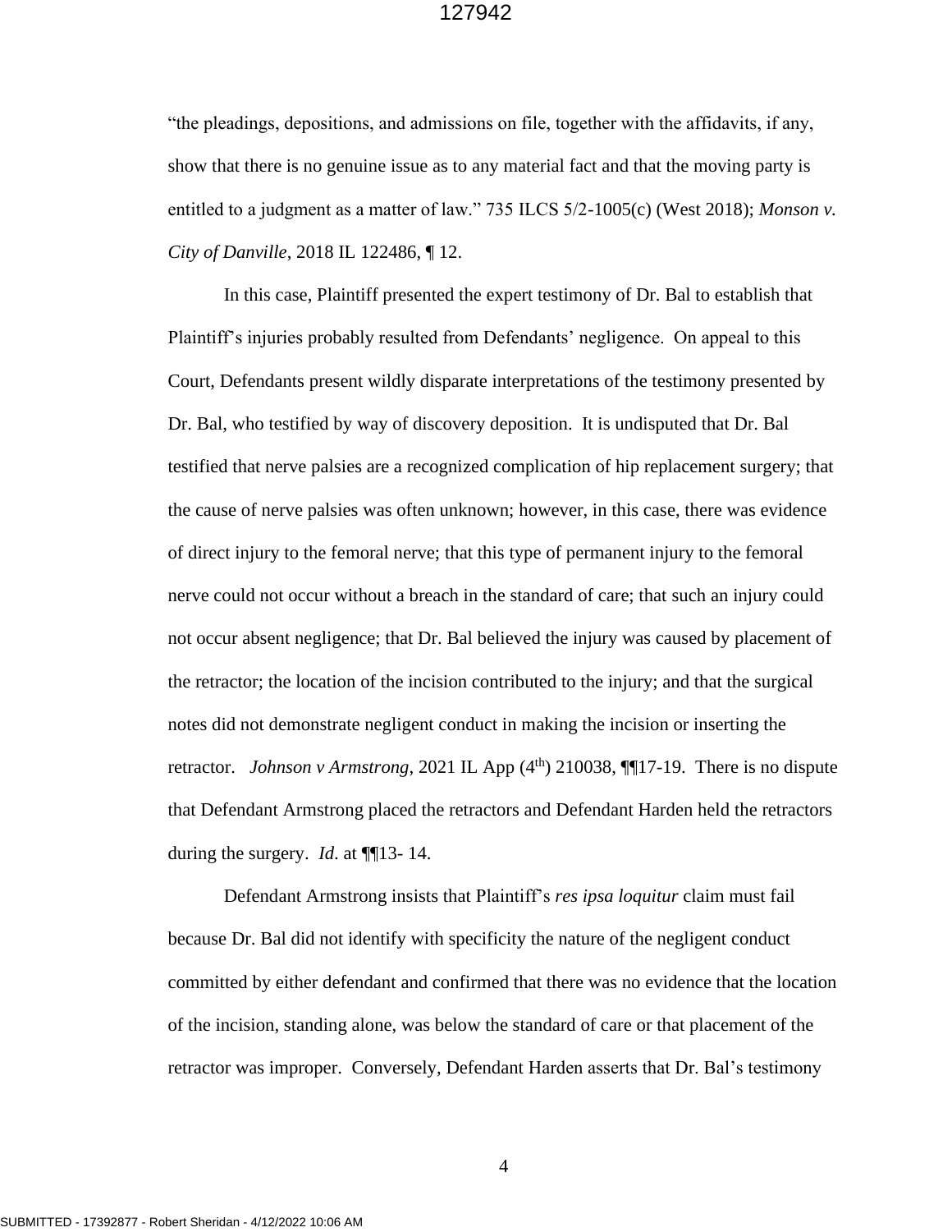"the pleadings, depositions, and admissions on file, together with the affidavits, if any, show that there is no genuine issue as to any material fact and that the moving party is entitled to a judgment as a matter of law." 735 ILCS 5/2-1005(c) (West 2018); *Monson v. City of Danville*, 2018 IL 122486, ¶ 12.

In this case, Plaintiff presented the expert testimony of Dr. Bal to establish that Plaintiff's injuries probably resulted from Defendants' negligence. On appeal to this Court, Defendants present wildly disparate interpretations of the testimony presented by Dr. Bal, who testified by way of discovery deposition. It is undisputed that Dr. Bal testified that nerve palsies are a recognized complication of hip replacement surgery; that the cause of nerve palsies was often unknown; however, in this case, there was evidence of direct injury to the femoral nerve; that this type of permanent injury to the femoral nerve could not occur without a breach in the standard of care; that such an injury could not occur absent negligence; that Dr. Bal believed the injury was caused by placement of the retractor; the location of the incision contributed to the injury; and that the surgical notes did not demonstrate negligent conduct in making the incision or inserting the retractor. *Johnson v Armstrong*, 2021 IL App (4th) 210038, ¶¶17-19. There is no dispute that Defendant Armstrong placed the retractors and Defendant Harden held the retractors during the surgery. *Id.* at ¶¶13- 14.

Defendant Armstrong insists that Plaintiff's *res ipsa loquitur* claim must fail because Dr. Bal did not identify with specificity the nature of the negligent conduct committed by either defendant and confirmed that there was no evidence that the location of the incision, standing alone, was below the standard of care or that placement of the retractor was improper. Conversely, Defendant Harden asserts that Dr. Bal's testimony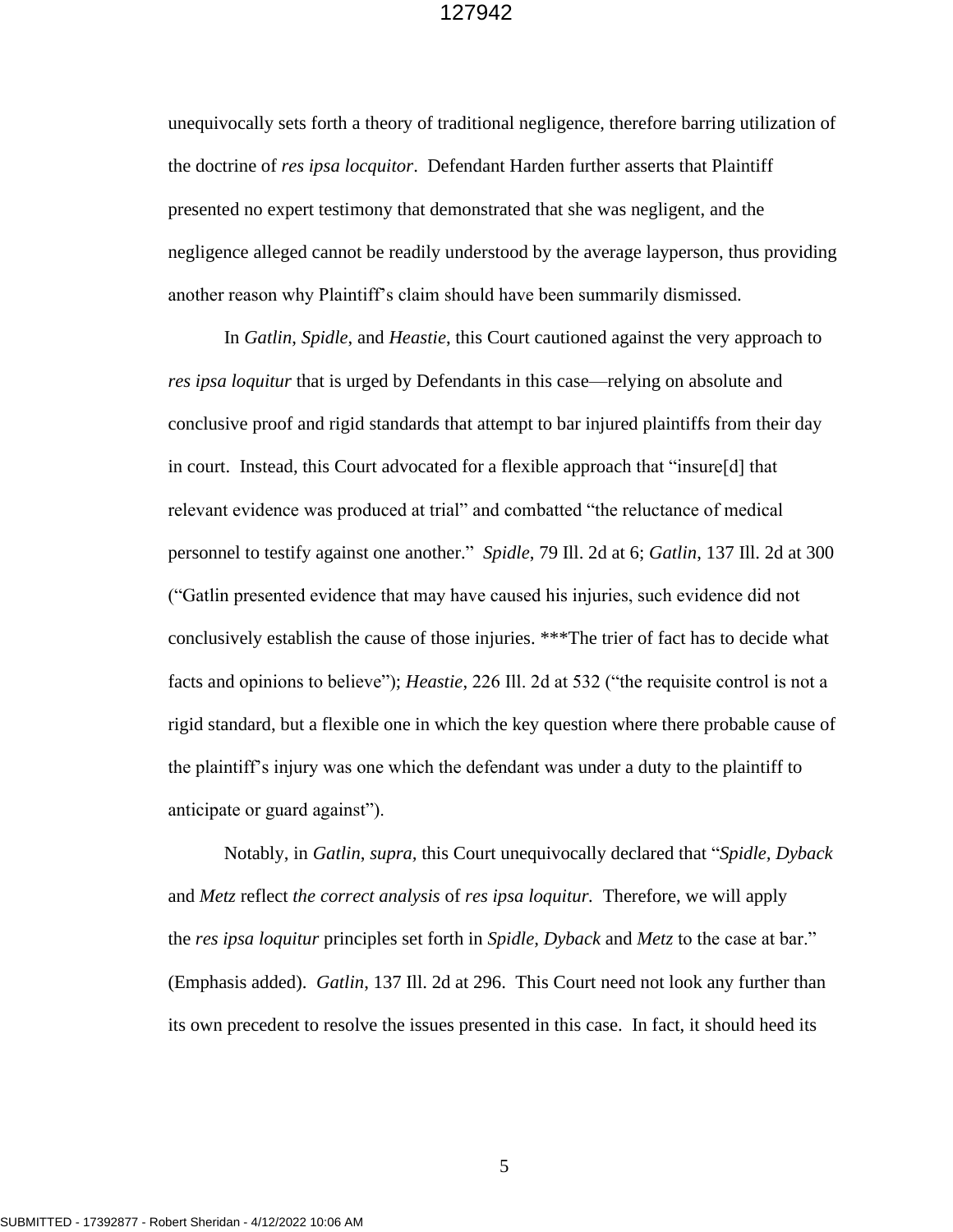unequivocally sets forth a theory of traditional negligence, therefore barring utilization of the doctrine of *res ipsa locquitor*. Defendant Harden further asserts that Plaintiff presented no expert testimony that demonstrated that she was negligent, and the negligence alleged cannot be readily understood by the average layperson, thus providing another reason why Plaintiff's claim should have been summarily dismissed.

In *Gatlin*, *Spidle*, and *Heastie*, this Court cautioned against the very approach to *res ipsa loquitur* that is urged by Defendants in this case—relying on absolute and conclusive proof and rigid standards that attempt to bar injured plaintiffs from their day in court. Instead, this Court advocated for a flexible approach that "insure[d] that relevant evidence was produced at trial" and combatted "the reluctance of medical personnel to testify against one another." *Spidle*, 79 Ill. 2d at 6; *Gatlin*, 137 Ill. 2d at 300 ("Gatlin presented evidence that may have caused his injuries, such evidence did not conclusively establish the cause of those injuries. ***The trier of fact has to decide what facts and opinions to believe"); *Heastie*, 226 Ill. 2d at 532 ("the requisite control is not a rigid standard, but a flexible one in which the key question where there probable cause of the plaintiff's injury was one which the defendant was under a duty to the plaintiff to anticipate or guard against").

Notably, in *Gatlin*, *supra*, this Court unequivocally declared that "*Spidle, Dyback* and *Metz* reflect *the correct analysis* of *res ipsa loquitur.* Therefore, we will apply the *res ipsa loquitur* principles set forth in *Spidle, Dyback* and *Metz* to the case at bar." (Emphasis added). *Gatlin*, 137 Ill. 2d at 296. This Court need not look any further than its own precedent to resolve the issues presented in this case. In fact, it should heed its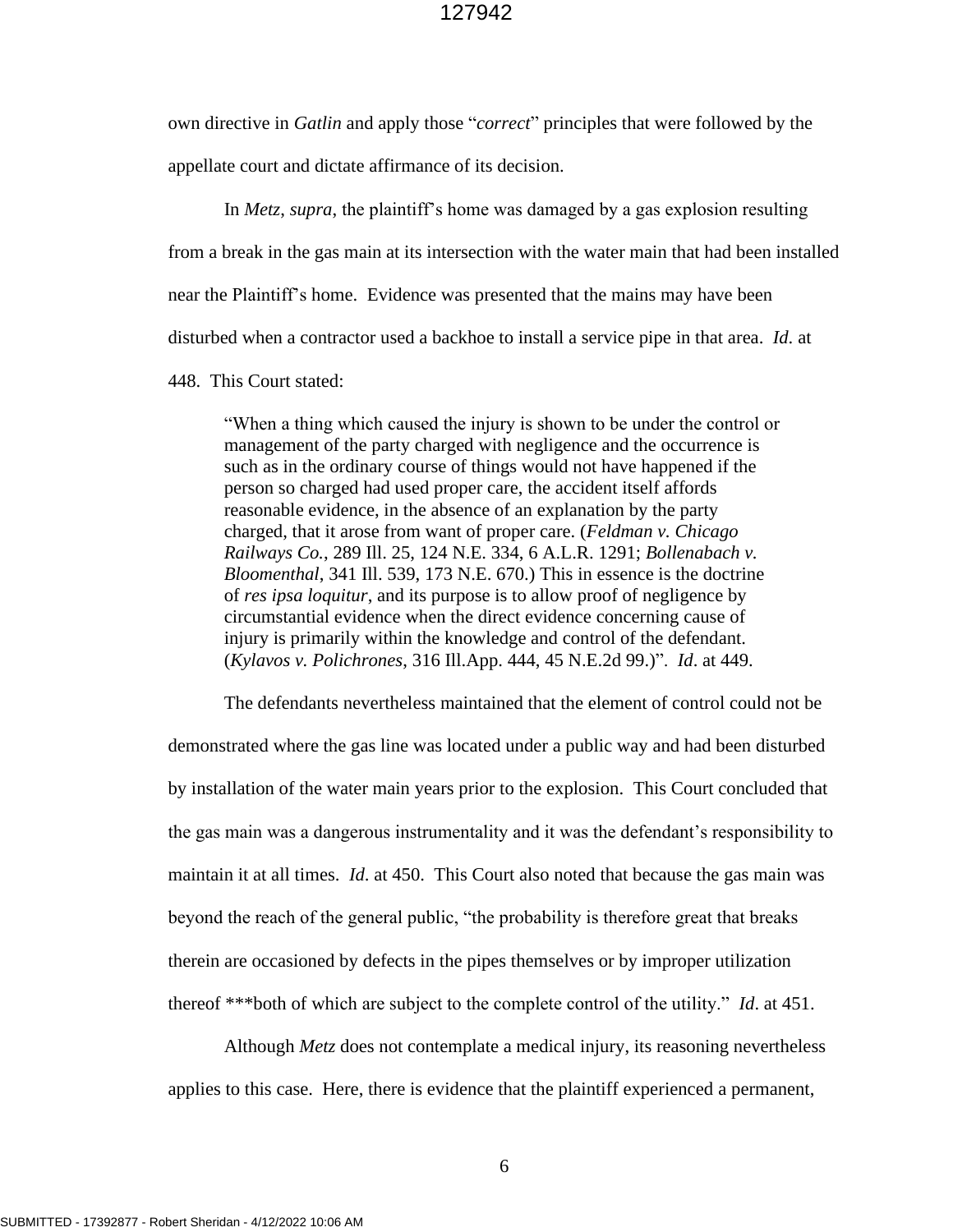own directive in *Gatlin* and apply those "*correct*" principles that were followed by the appellate court and dictate affirmance of its decision.

In *Metz*, *supra*, the plaintiff's home was damaged by a gas explosion resulting from a break in the gas main at its intersection with the water main that had been installed near the Plaintiff's home. Evidence was presented that the mains may have been disturbed when a contractor used a backhoe to install a service pipe in that area. *Id*. at 448. This Court stated:

> "When a thing which caused the injury is shown to be under the control or management of the party charged with negligence and the occurrence is such as in the ordinary course of things would not have happened if the person so charged had used proper care, the accident itself affords reasonable evidence, in the absence of an explanation by the party charged, that it arose from want of proper care. (*Feldman v. Chicago Railways Co.*, 289 Ill. 25, 124 N.E. 334, 6 A.L.R. 1291; *Bollenabach v. Bloomenthal*, 341 Ill. 539, 173 N.E. 670.) This in essence is the doctrine of *res ipsa loquitur*, and its purpose is to allow proof of negligence by circumstantial evidence when the direct evidence concerning cause of injury is primarily within the knowledge and control of the defendant. (*Kylavos v. Polichrones*, 316 Ill.App. 444, 45 N.E.2d 99.)". *Id*. at 449.

The defendants nevertheless maintained that the element of control could not be demonstrated where the gas line was located under a public way and had been disturbed by installation of the water main years prior to the explosion. This Court concluded that the gas main was a dangerous instrumentality and it was the defendant's responsibility to maintain it at all times. *Id*. at 450. This Court also noted that because the gas main was beyond the reach of the general public, "the probability is therefore great that breaks therein are occasioned by defects in the pipes themselves or by improper utilization thereof ***both of which are subject to the complete control of the utility." *Id*. at 451.

Although *Metz* does not contemplate a medical injury, its reasoning nevertheless applies to this case. Here, there is evidence that the plaintiff experienced a permanent,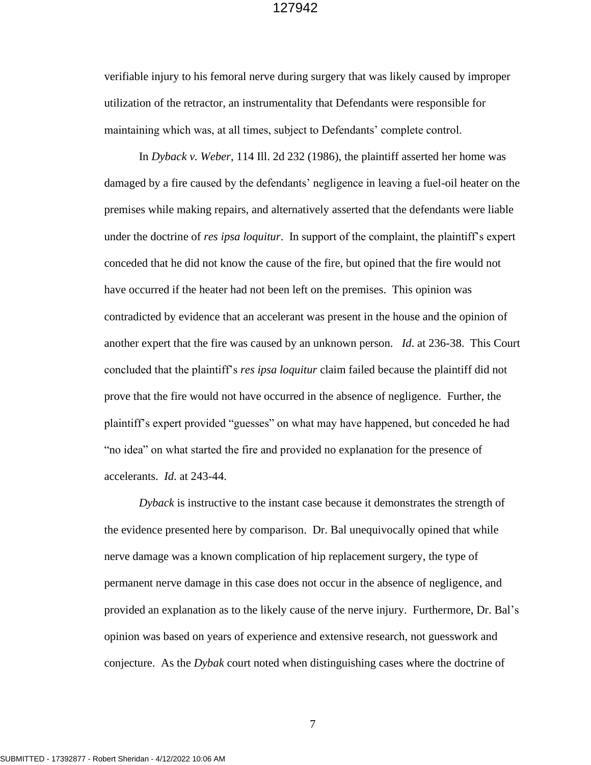verifiable injury to his femoral nerve during surgery that was likely caused by improper utilization of the retractor, an instrumentality that Defendants were responsible for maintaining which was, at all times, subject to Defendants' complete control.

In *Dyback v. Weber*, 114 Ill. 2d 232 (1986), the plaintiff asserted her home was damaged by a fire caused by the defendants' negligence in leaving a fuel-oil heater on the premises while making repairs, and alternatively asserted that the defendants were liable under the doctrine of *res ipsa loquitur*. In support of the complaint, the plaintiff's expert conceded that he did not know the cause of the fire, but opined that the fire would not have occurred if the heater had not been left on the premises. This opinion was contradicted by evidence that an accelerant was present in the house and the opinion of another expert that the fire was caused by an unknown person. *Id*. at 236-38. This Court concluded that the plaintiff's *res ipsa loquitur* claim failed because the plaintiff did not prove that the fire would not have occurred in the absence of negligence. Further, the plaintiff's expert provided "guesses" on what may have happened, but conceded he had "no idea" on what started the fire and provided no explanation for the presence of accelerants. *Id*. at 243-44.

*Dyback* is instructive to the instant case because it demonstrates the strength of the evidence presented here by comparison. Dr. Bal unequivocally opined that while nerve damage was a known complication of hip replacement surgery, the type of permanent nerve damage in this case does not occur in the absence of negligence, and provided an explanation as to the likely cause of the nerve injury. Furthermore, Dr. Bal's opinion was based on years of experience and extensive research, not guesswork and conjecture. As the *Dybak* court noted when distinguishing cases where the doctrine of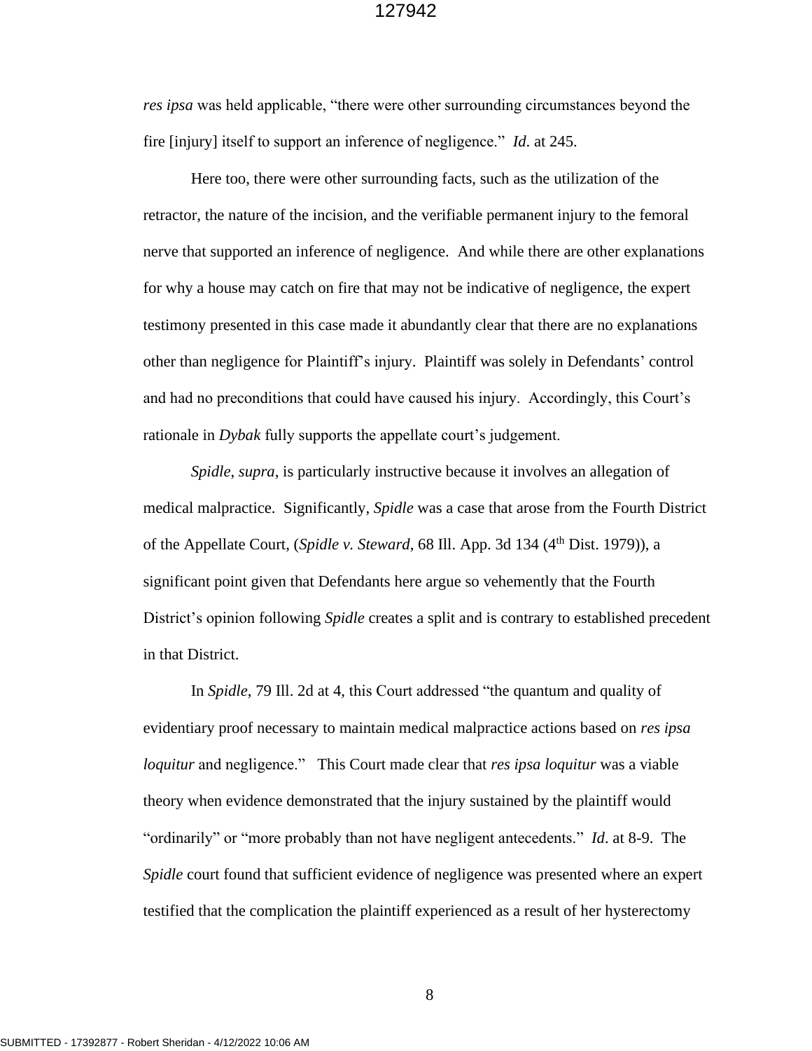*res ipsa* was held applicable, "there were other surrounding circumstances beyond the fire [injury] itself to support an inference of negligence." *Id*. at 245.

Here too, there were other surrounding facts, such as the utilization of the retractor, the nature of the incision, and the verifiable permanent injury to the femoral nerve that supported an inference of negligence. And while there are other explanations for why a house may catch on fire that may not be indicative of negligence, the expert testimony presented in this case made it abundantly clear that there are no explanations other than negligence for Plaintiff's injury. Plaintiff was solely in Defendants' control and had no preconditions that could have caused his injury. Accordingly, this Court's rationale in *Dybak* fully supports the appellate court's judgement.

*Spidle*, *supra*, is particularly instructive because it involves an allegation of medical malpractice. Significantly, *Spidle* was a case that arose from the Fourth District of the Appellate Court, (*Spidle v. Steward*, 68 Ill. App. 3d 134 (4th Dist. 1979)), a significant point given that Defendants here argue so vehemently that the Fourth District's opinion following *Spidle* creates a split and is contrary to established precedent in that District.

In *Spidle*, 79 Ill. 2d at 4, this Court addressed "the quantum and quality of evidentiary proof necessary to maintain medical malpractice actions based on *res ipsa loquitur* and negligence." This Court made clear that *res ipsa loquitur* was a viable theory when evidence demonstrated that the injury sustained by the plaintiff would "ordinarily" or "more probably than not have negligent antecedents." *Id*. at 8-9. The *Spidle* court found that sufficient evidence of negligence was presented where an expert testified that the complication the plaintiff experienced as a result of her hysterectomy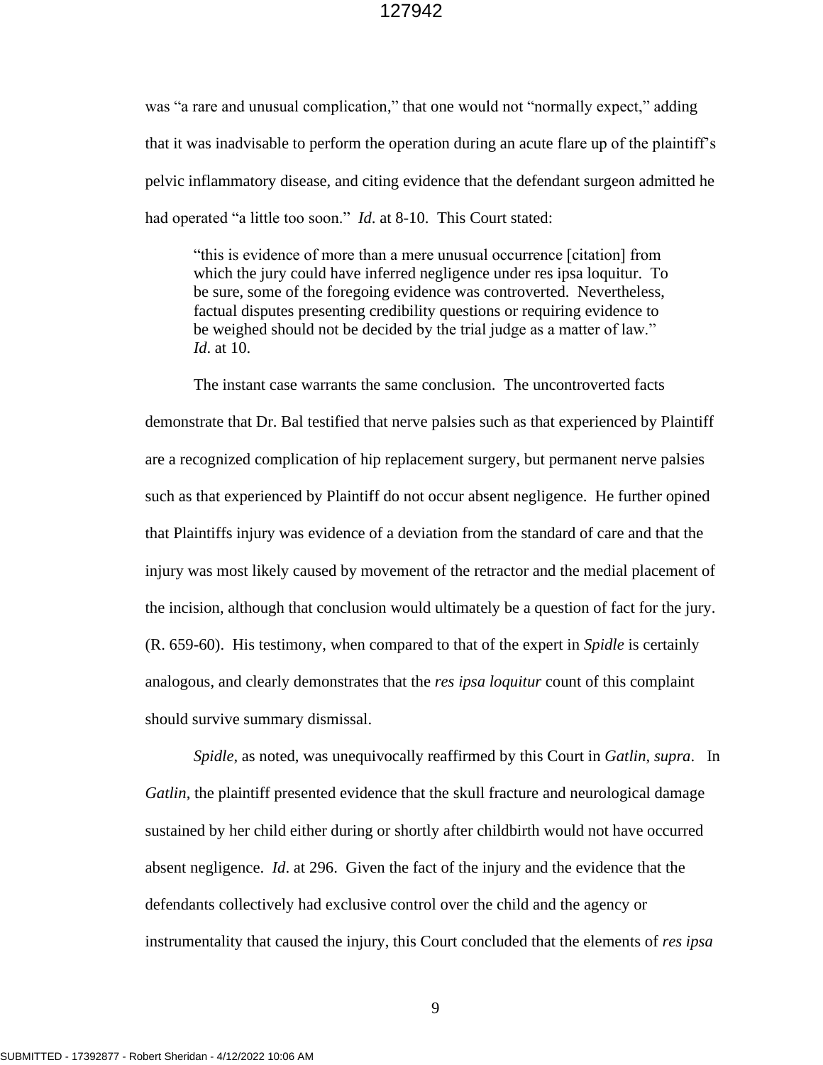was "a rare and unusual complication," that one would not "normally expect," adding that it was inadvisable to perform the operation during an acute flare up of the plaintiff's pelvic inflammatory disease, and citing evidence that the defendant surgeon admitted he had operated "a little too soon." *Id*. at 8-10. This Court stated:

> "this is evidence of more than a mere unusual occurrence [citation] from which the jury could have inferred negligence under res ipsa loquitur. To be sure, some of the foregoing evidence was controverted. Nevertheless, factual disputes presenting credibility questions or requiring evidence to be weighed should not be decided by the trial judge as a matter of law." *Id*. at 10.

The instant case warrants the same conclusion. The uncontroverted facts demonstrate that Dr. Bal testified that nerve palsies such as that experienced by Plaintiff are a recognized complication of hip replacement surgery, but permanent nerve palsies such as that experienced by Plaintiff do not occur absent negligence. He further opined that Plaintiffs injury was evidence of a deviation from the standard of care and that the injury was most likely caused by movement of the retractor and the medial placement of the incision, although that conclusion would ultimately be a question of fact for the jury. (R. 659-60). His testimony, when compared to that of the expert in *Spidle* is certainly analogous, and clearly demonstrates that the *res ipsa loquitur* count of this complaint should survive summary dismissal.

*Spidle*, as noted, was unequivocally reaffirmed by this Court in *Gatlin*, *supra*. In *Gatlin*, the plaintiff presented evidence that the skull fracture and neurological damage sustained by her child either during or shortly after childbirth would not have occurred absent negligence. *Id*. at 296. Given the fact of the injury and the evidence that the defendants collectively had exclusive control over the child and the agency or instrumentality that caused the injury, this Court concluded that the elements of *res ipsa*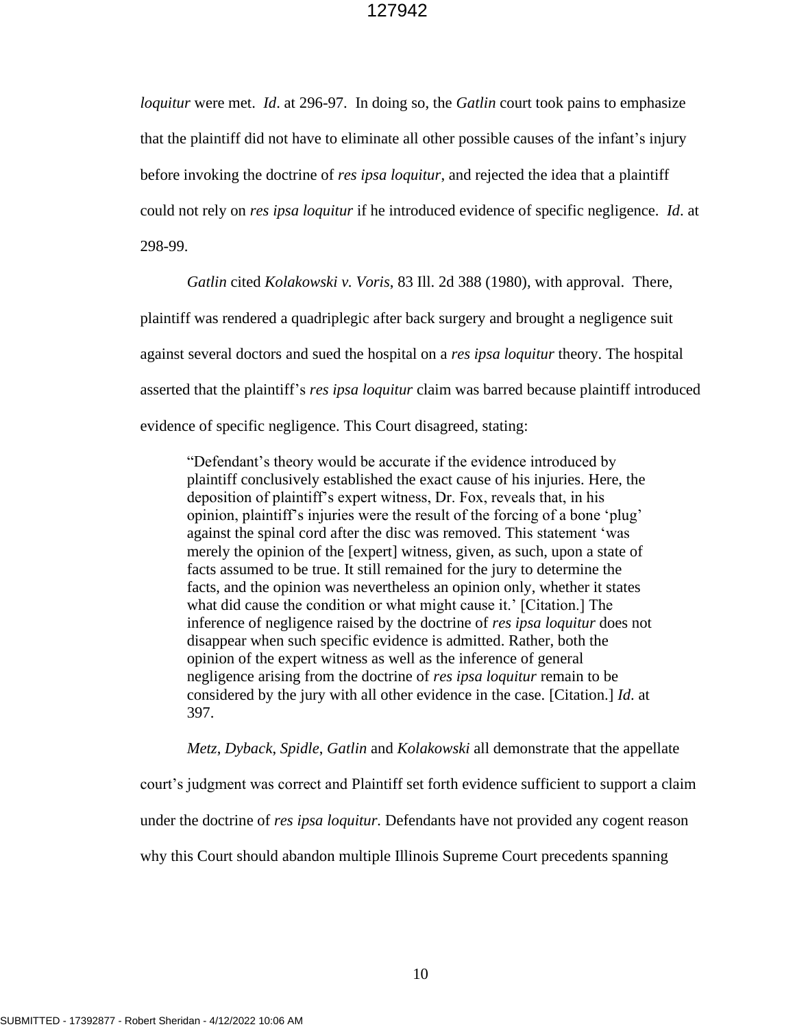*loquitur* were met. *Id*. at 296-97. In doing so, the *Gatlin* court took pains to emphasize that the plaintiff did not have to eliminate all other possible causes of the infant's injury before invoking the doctrine of *res ipsa loquitur*, and rejected the idea that a plaintiff could not rely on *res ipsa loquitur* if he introduced evidence of specific negligence. *Id*. at 298-99.

*Gatlin* cited *Kolakowski v. Voris*, 83 Ill. 2d 388 (1980), with approval. There, plaintiff was rendered a quadriplegic after back surgery and brought a negligence suit against several doctors and sued the hospital on a *res ipsa loquitur* theory. The hospital asserted that the plaintiff's *res ipsa loquitur* claim was barred because plaintiff introduced evidence of specific negligence. This Court disagreed, stating:

> "Defendant's theory would be accurate if the evidence introduced by plaintiff conclusively established the exact cause of his injuries. Here, the deposition of plaintiff's expert witness, Dr. Fox, reveals that, in his opinion, plaintiff's injuries were the result of the forcing of a bone 'plug' against the spinal cord after the disc was removed. This statement 'was merely the opinion of the [expert] witness, given, as such, upon a state of facts assumed to be true. It still remained for the jury to determine the facts, and the opinion was nevertheless an opinion only, whether it states what did cause the condition or what might cause it.' [Citation.] The inference of negligence raised by the doctrine of *res ipsa loquitur* does not disappear when such specific evidence is admitted. Rather, both the opinion of the expert witness as well as the inference of general negligence arising from the doctrine of *res ipsa loquitur* remain to be considered by the jury with all other evidence in the case. [Citation.] *Id*. at 397.

*Metz*, *Dyback*, *Spidle*, *Gatlin* and *Kolakowski* all demonstrate that the appellate court's judgment was correct and Plaintiff set forth evidence sufficient to support a claim under the doctrine of *res ipsa loquitur*. Defendants have not provided any cogent reason why this Court should abandon multiple Illinois Supreme Court precedents spanning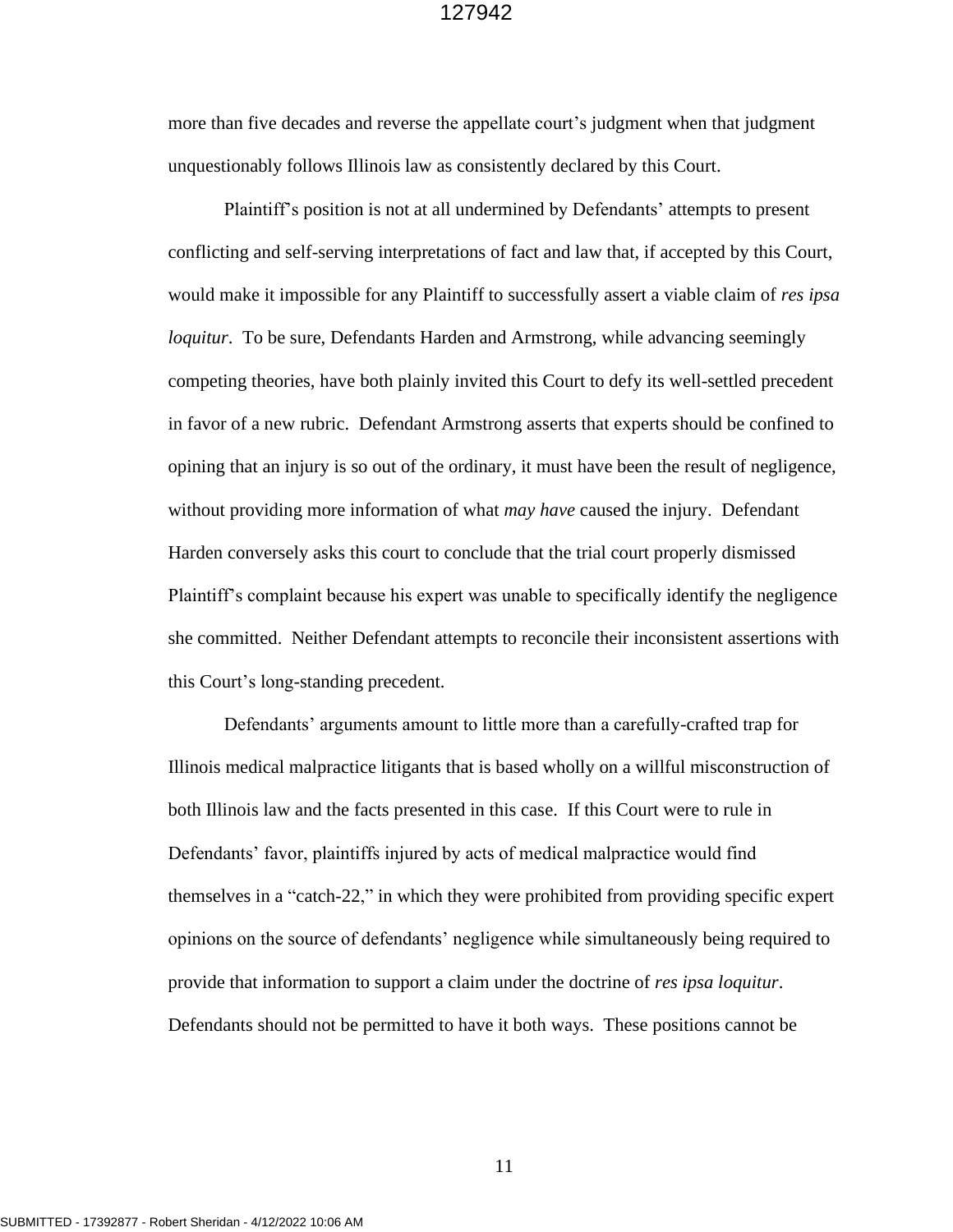more than five decades and reverse the appellate court's judgment when that judgment unquestionably follows Illinois law as consistently declared by this Court.

Plaintiff's position is not at all undermined by Defendants' attempts to present conflicting and self-serving interpretations of fact and law that, if accepted by this Court, would make it impossible for any Plaintiff to successfully assert a viable claim of *res ipsa loquitur*. To be sure, Defendants Harden and Armstrong, while advancing seemingly competing theories, have both plainly invited this Court to defy its well-settled precedent in favor of a new rubric. Defendant Armstrong asserts that experts should be confined to opining that an injury is so out of the ordinary, it must have been the result of negligence, without providing more information of what *may have* caused the injury. Defendant Harden conversely asks this court to conclude that the trial court properly dismissed Plaintiff's complaint because his expert was unable to specifically identify the negligence she committed. Neither Defendant attempts to reconcile their inconsistent assertions with this Court's long-standing precedent.

Defendants' arguments amount to little more than a carefully-crafted trap for Illinois medical malpractice litigants that is based wholly on a willful misconstruction of both Illinois law and the facts presented in this case. If this Court were to rule in Defendants' favor, plaintiffs injured by acts of medical malpractice would find themselves in a "catch-22," in which they were prohibited from providing specific expert opinions on the source of defendants' negligence while simultaneously being required to provide that information to support a claim under the doctrine of *res ipsa loquitur*. Defendants should not be permitted to have it both ways. These positions cannot be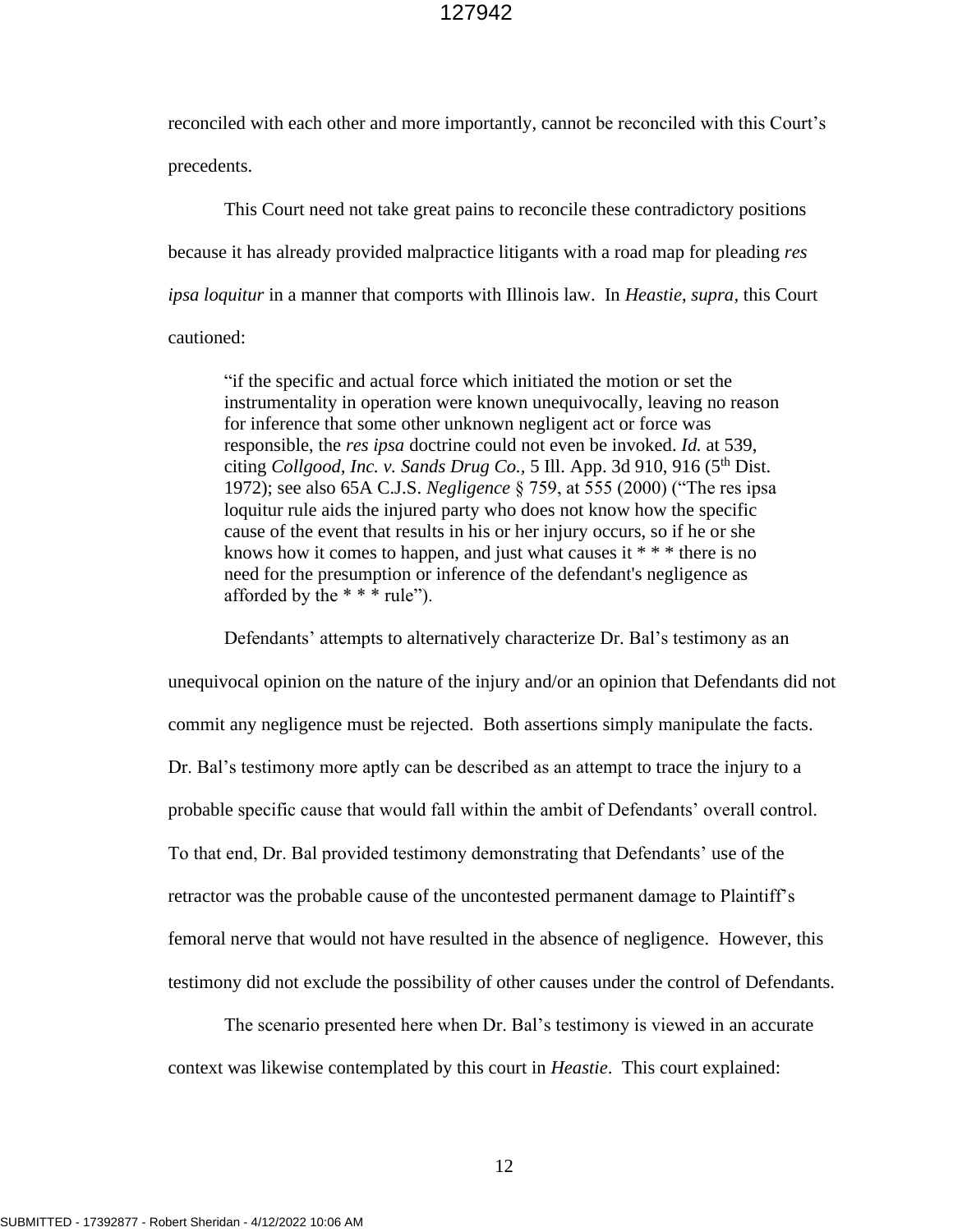reconciled with each other and more importantly, cannot be reconciled with this Court's precedents.

This Court need not take great pains to reconcile these contradictory positions because it has already provided malpractice litigants with a road map for pleading *res ipsa loquitur* in a manner that comports with Illinois law. In *Heastie*, *supra*, this Court cautioned:

> "if the specific and actual force which initiated the motion or set the instrumentality in operation were known unequivocally, leaving no reason for inference that some other unknown negligent act or force was responsible, the *res ipsa* doctrine could not even be invoked. *Id.* at 539, citing *Collgood, Inc. v. Sands Drug Co.*, 5 Ill. App. 3d 910, 916 (5th Dist. 1972); see also 65A C.J.S. *Negligence* § 759, at 555 (2000) ("The res ipsa loquitur rule aids the injured party who does not know how the specific cause of the event that results in his or her injury occurs, so if he or she knows how it comes to happen, and just what causes it * * * there is no need for the presumption or inference of the defendant's negligence as afforded by the * * * rule").

Defendants' attempts to alternatively characterize Dr. Bal's testimony as an unequivocal opinion on the nature of the injury and/or an opinion that Defendants did not commit any negligence must be rejected. Both assertions simply manipulate the facts. Dr. Bal's testimony more aptly can be described as an attempt to trace the injury to a probable specific cause that would fall within the ambit of Defendants' overall control. To that end, Dr. Bal provided testimony demonstrating that Defendants' use of the retractor was the probable cause of the uncontested permanent damage to Plaintiff's femoral nerve that would not have resulted in the absence of negligence. However, this testimony did not exclude the possibility of other causes under the control of Defendants.

The scenario presented here when Dr. Bal's testimony is viewed in an accurate context was likewise contemplated by this court in *Heastie*. This court explained: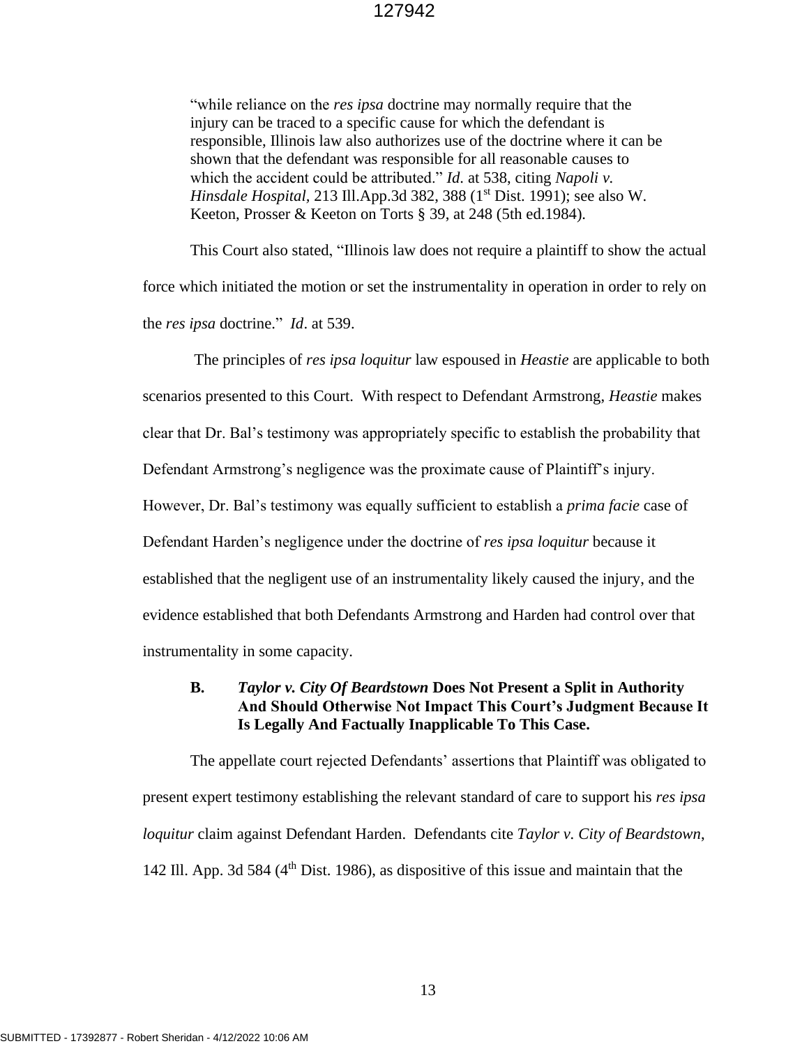> "while reliance on the *res ipsa* doctrine may normally require that the injury can be traced to a specific cause for which the defendant is responsible, Illinois law also authorizes use of the doctrine where it can be shown that the defendant was responsible for all reasonable causes to which the accident could be attributed." *Id.* at 538, citing *Napoli v. Hinsdale Hospital*, 213 Ill.App.3d 382, 388 (1st Dist. 1991); see also W. Keeton, Prosser & Keeton on Torts § 39, at 248 (5th ed.1984).

This Court also stated, "Illinois law does not require a plaintiff to show the actual force which initiated the motion or set the instrumentality in operation in order to rely on the *res ipsa* doctrine." *Id*. at 539.

The principles of *res ipsa loquitur* law espoused in *Heastie* are applicable to both scenarios presented to this Court. With respect to Defendant Armstrong, *Heastie* makes clear that Dr. Bal's testimony was appropriately specific to establish the probability that Defendant Armstrong's negligence was the proximate cause of Plaintiff's injury. However, Dr. Bal's testimony was equally sufficient to establish a *prima facie* case of Defendant Harden's negligence under the doctrine of *res ipsa loquitur* because it established that the negligent use of an instrumentality likely caused the injury, and the evidence established that both Defendants Armstrong and Harden had control over that instrumentality in some capacity.

### B. *Taylor v. City Of Beardstown* Does Not Present a Split in Authority And Should Otherwise Not Impact This Court's Judgment Because It Is Legally And Factually Inapplicable To This Case.

The appellate court rejected Defendants' assertions that Plaintiff was obligated to present expert testimony establishing the relevant standard of care to support his *res ipsa loquitur* claim against Defendant Harden. Defendants cite *Taylor v. City of Beardstown*, 142 Ill. App. 3d 584 (4th Dist. 1986), as dispositive of this issue and maintain that the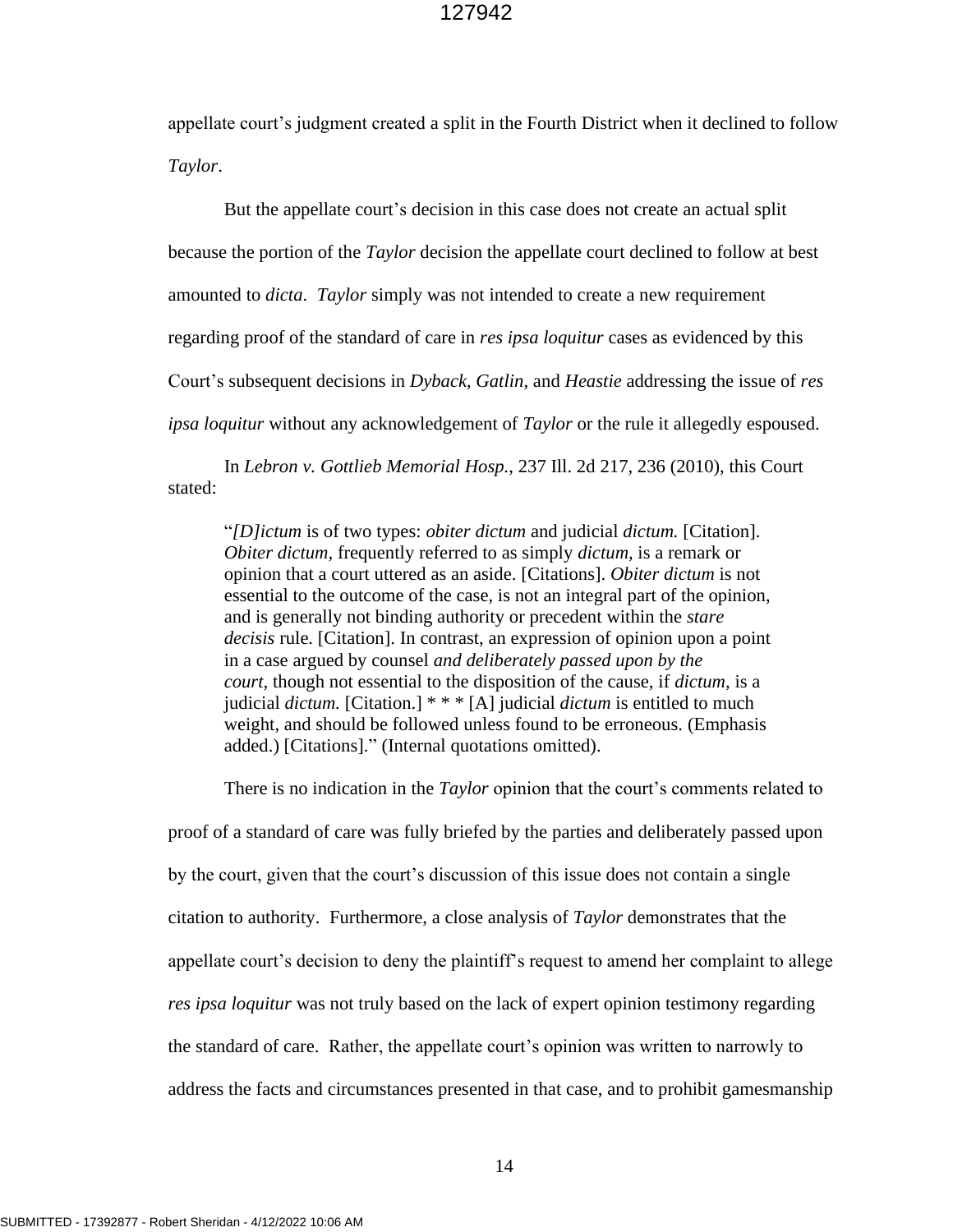appellate court's judgment created a split in the Fourth District when it declined to follow *Taylor*.

But the appellate court's decision in this case does not create an actual split because the portion of the *Taylor* decision the appellate court declined to follow at best amounted to *dicta*. *Taylor* simply was not intended to create a new requirement regarding proof of the standard of care in *res ipsa loquitur* cases as evidenced by this Court's subsequent decisions in *Dyback*, *Gatlin*, and *Heastie* addressing the issue of *res ipsa loquitur* without any acknowledgement of *Taylor* or the rule it allegedly espoused.

In *Lebron v. Gottlieb Memorial Hosp.*, 237 Ill. 2d 217, 236 (2010), this Court stated:

> "*[D]ictum* is of two types: *obiter dictum* and judicial *dictum.* [Citation]. *Obiter dictum*, frequently referred to as simply *dictum,* is a remark or opinion that a court uttered as an aside. [Citations]. *Obiter dictum* is not essential to the outcome of the case, is not an integral part of the opinion, and is generally not binding authority or precedent within the *stare decisis* rule. [Citation]. In contrast, an expression of opinion upon a point in a case argued by counsel *and deliberately passed upon by the court,* though not essential to the disposition of the cause, if *dictum,* is a judicial *dictum.* [Citation.] * * * [A] judicial *dictum* is entitled to much weight, and should be followed unless found to be erroneous. (Emphasis added.) [Citations]." (Internal quotations omitted).

There is no indication in the *Taylor* opinion that the court's comments related to proof of a standard of care was fully briefed by the parties and deliberately passed upon by the court, given that the court's discussion of this issue does not contain a single citation to authority. Furthermore, a close analysis of *Taylor* demonstrates that the appellate court's decision to deny the plaintiff's request to amend her complaint to allege *res ipsa loquitur* was not truly based on the lack of expert opinion testimony regarding the standard of care. Rather, the appellate court's opinion was written to narrowly to address the facts and circumstances presented in that case, and to prohibit gamesmanship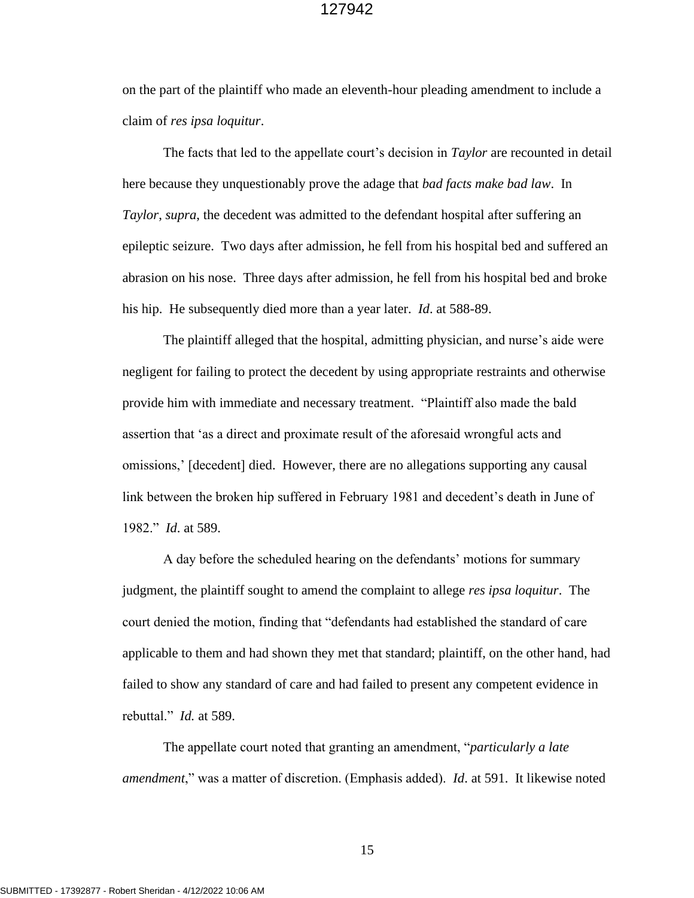on the part of the plaintiff who made an eleventh-hour pleading amendment to include a claim of *res ipsa loquitur*.

The facts that led to the appellate court's decision in *Taylor* are recounted in detail here because they unquestionably prove the adage that *bad facts make bad law*. In *Taylor*, *supra*, the decedent was admitted to the defendant hospital after suffering an epileptic seizure. Two days after admission, he fell from his hospital bed and suffered an abrasion on his nose. Three days after admission, he fell from his hospital bed and broke his hip. He subsequently died more than a year later. *Id*. at 588-89.

The plaintiff alleged that the hospital, admitting physician, and nurse's aide were negligent for failing to protect the decedent by using appropriate restraints and otherwise provide him with immediate and necessary treatment. "Plaintiff also made the bald assertion that 'as a direct and proximate result of the aforesaid wrongful acts and omissions,' [decedent] died. However, there are no allegations supporting any causal link between the broken hip suffered in February 1981 and decedent's death in June of 1982." *Id*. at 589.

A day before the scheduled hearing on the defendants' motions for summary judgment, the plaintiff sought to amend the complaint to allege *res ipsa loquitur*. The court denied the motion, finding that "defendants had established the standard of care applicable to them and had shown they met that standard; plaintiff, on the other hand, had failed to show any standard of care and had failed to present any competent evidence in rebuttal." *Id.* at 589.

The appellate court noted that granting an amendment, "*particularly a late amendment*," was a matter of discretion. (Emphasis added). *Id*. at 591. It likewise noted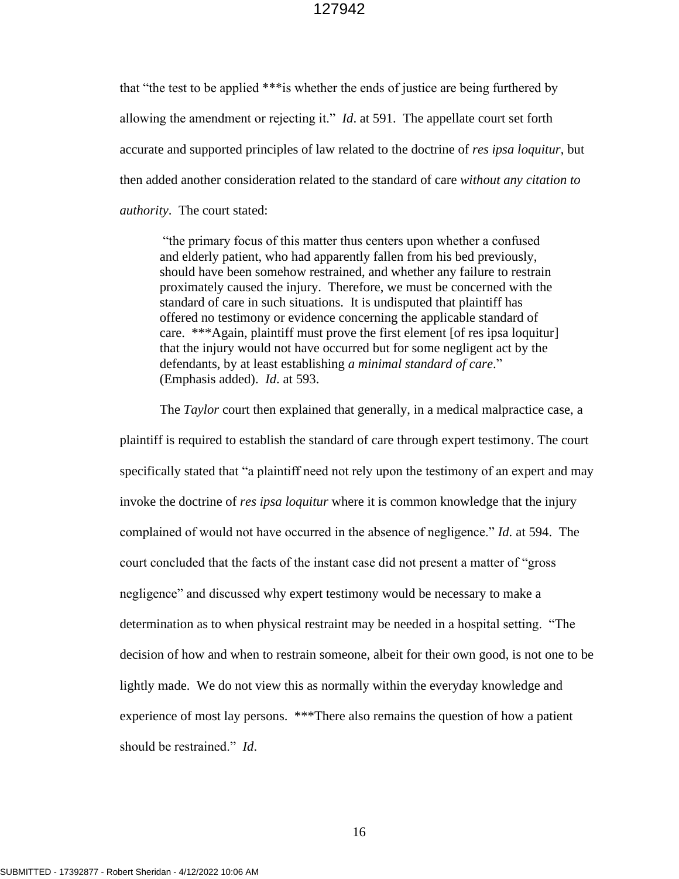that "the test to be applied ***is whether the ends of justice are being furthered by allowing the amendment or rejecting it." *Id*. at 591. The appellate court set forth accurate and supported principles of law related to the doctrine of *res ipsa loquitur*, but then added another consideration related to the standard of care *without any citation to authority*. The court stated:

> "the primary focus of this matter thus centers upon whether a confused and elderly patient, who had apparently fallen from his bed previously, should have been somehow restrained, and whether any failure to restrain proximately caused the injury. Therefore, we must be concerned with the standard of care in such situations. It is undisputed that plaintiff has offered no testimony or evidence concerning the applicable standard of care. ***Again, plaintiff must prove the first element [of res ipsa loquitur] that the injury would not have occurred but for some negligent act by the defendants, by at least establishing *a minimal standard of care*." (Emphasis added). *Id*. at 593.

The *Taylor* court then explained that generally, in a medical malpractice case, a plaintiff is required to establish the standard of care through expert testimony. The court specifically stated that "a plaintiff need not rely upon the testimony of an expert and may invoke the doctrine of *res ipsa loquitur* where it is common knowledge that the injury complained of would not have occurred in the absence of negligence." *Id*. at 594. The court concluded that the facts of the instant case did not present a matter of "gross negligence" and discussed why expert testimony would be necessary to make a determination as to when physical restraint may be needed in a hospital setting. "The decision of how and when to restrain someone, albeit for their own good, is not one to be lightly made. We do not view this as normally within the everyday knowledge and experience of most lay persons. ***There also remains the question of how a patient should be restrained." *Id*.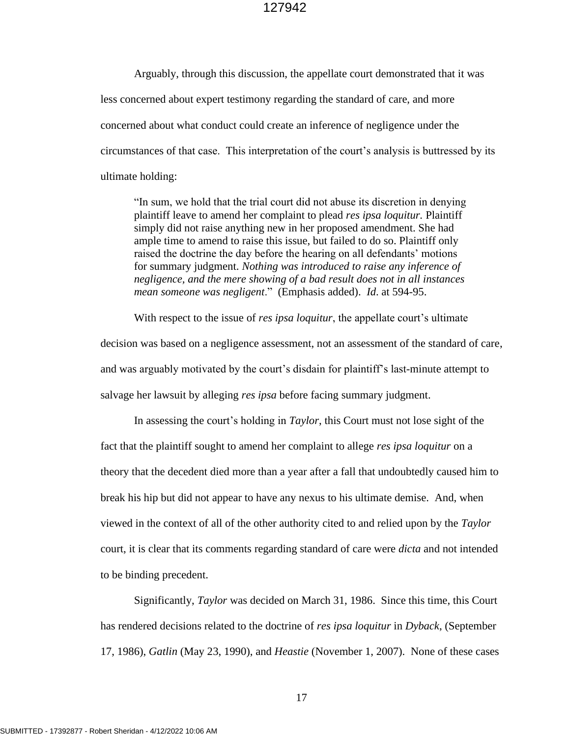Arguably, through this discussion, the appellate court demonstrated that it was less concerned about expert testimony regarding the standard of care, and more concerned about what conduct could create an inference of negligence under the circumstances of that case. This interpretation of the court's analysis is buttressed by its ultimate holding:

> "In sum, we hold that the trial court did not abuse its discretion in denying plaintiff leave to amend her complaint to plead *res ipsa loquitur.* Plaintiff simply did not raise anything new in her proposed amendment. She had ample time to amend to raise this issue, but failed to do so. Plaintiff only raised the doctrine the day before the hearing on all defendants' motions for summary judgment. *Nothing was introduced to raise any inference of negligence, and the mere showing of a bad result does not in all instances mean someone was negligent*." (Emphasis added). *Id*. at 594-95.

With respect to the issue of *res ipsa loquitur*, the appellate court's ultimate decision was based on a negligence assessment, not an assessment of the standard of care, and was arguably motivated by the court's disdain for plaintiff's last-minute attempt to salvage her lawsuit by alleging *res ipsa* before facing summary judgment.

In assessing the court's holding in *Taylor*, this Court must not lose sight of the fact that the plaintiff sought to amend her complaint to allege *res ipsa loquitur* on a theory that the decedent died more than a year after a fall that undoubtedly caused him to break his hip but did not appear to have any nexus to his ultimate demise. And, when viewed in the context of all of the other authority cited to and relied upon by the *Taylor* court, it is clear that its comments regarding standard of care were *dicta* and not intended to be binding precedent.

Significantly, *Taylor* was decided on March 31, 1986. Since this time, this Court has rendered decisions related to the doctrine of *res ipsa loquitur* in *Dyback*, (September 17, 1986), *Gatlin* (May 23, 1990), and *Heastie* (November 1, 2007). None of these cases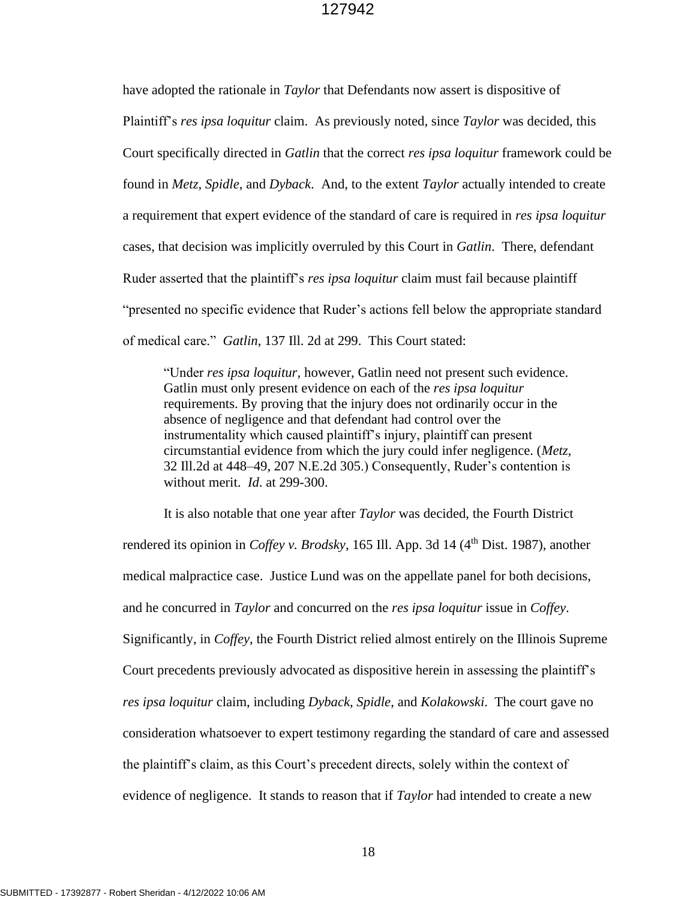have adopted the rationale in *Taylor* that Defendants now assert is dispositive of Plaintiff's *res ipsa loquitur* claim. As previously noted, since *Taylor* was decided, this Court specifically directed in *Gatlin* that the correct *res ipsa loquitur* framework could be found in *Metz*, *Spidle*, and *Dyback*. And, to the extent *Taylor* actually intended to create a requirement that expert evidence of the standard of care is required in *res ipsa loquitur* cases, that decision was implicitly overruled by this Court in *Gatlin*. There, defendant Ruder asserted that the plaintiff's *res ipsa loquitur* claim must fail because plaintiff "presented no specific evidence that Ruder's actions fell below the appropriate standard of medical care." *Gatlin*, 137 Ill. 2d at 299. This Court stated:

> "Under *res ipsa loquitur*, however, Gatlin need not present such evidence. Gatlin must only present evidence on each of the *res ipsa loquitur* requirements. By proving that the injury does not ordinarily occur in the absence of negligence and that defendant had control over the instrumentality which caused plaintiff's injury, plaintiff can present circumstantial evidence from which the jury could infer negligence. (*Metz*, 32 Ill.2d at 448–49, 207 N.E.2d 305.) Consequently, Ruder's contention is without merit. *Id.* at 299-300.

It is also notable that one year after *Taylor* was decided, the Fourth District rendered its opinion in *Coffey v. Brodsky*, 165 Ill. App. 3d 14 (4th Dist. 1987), another medical malpractice case. Justice Lund was on the appellate panel for both decisions, and he concurred in *Taylor* and concurred on the *res ipsa loquitur* issue in *Coffey*. Significantly, in *Coffey*, the Fourth District relied almost entirely on the Illinois Supreme Court precedents previously advocated as dispositive herein in assessing the plaintiff's *res ipsa loquitur* claim, including *Dyback*, *Spidle*, and *Kolakowski*. The court gave no consideration whatsoever to expert testimony regarding the standard of care and assessed the plaintiff's claim, as this Court's precedent directs, solely within the context of evidence of negligence. It stands to reason that if *Taylor* had intended to create a new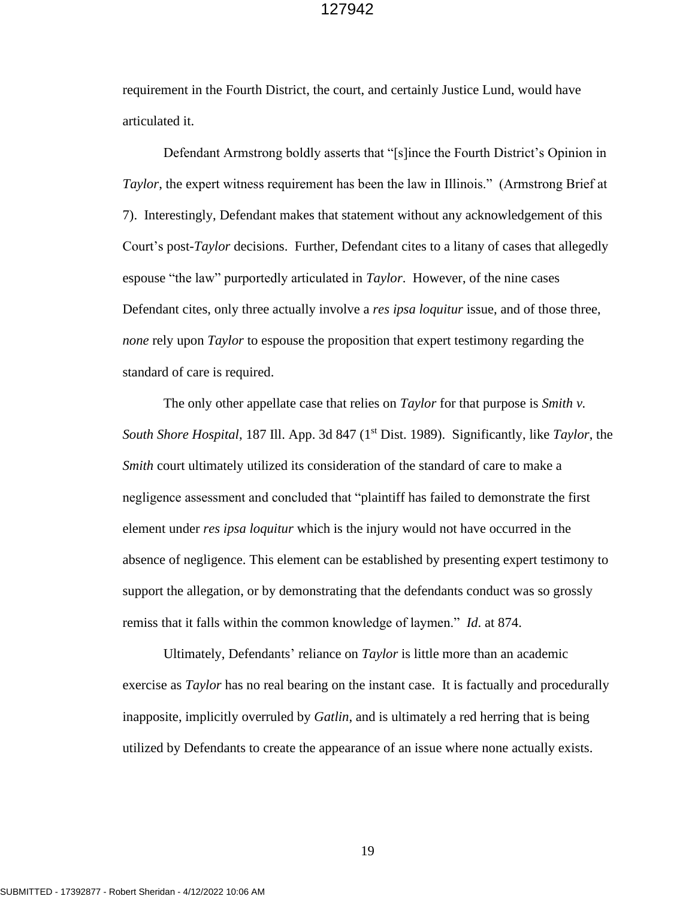requirement in the Fourth District, the court, and certainly Justice Lund, would have articulated it.

Defendant Armstrong boldly asserts that "[s]ince the Fourth District's Opinion in *Taylor*, the expert witness requirement has been the law in Illinois." (Armstrong Brief at 7). Interestingly, Defendant makes that statement without any acknowledgement of this Court's post-*Taylor* decisions. Further, Defendant cites to a litany of cases that allegedly espouse "the law" purportedly articulated in *Taylor*. However, of the nine cases Defendant cites, only three actually involve a *res ipsa loquitur* issue, and of those three, *none* rely upon *Taylor* to espouse the proposition that expert testimony regarding the standard of care is required.

The only other appellate case that relies on *Taylor* for that purpose is *Smith v. South Shore Hospital*, 187 Ill. App. 3d 847 (1st Dist. 1989). Significantly, like *Taylor*, the *Smith* court ultimately utilized its consideration of the standard of care to make a negligence assessment and concluded that "plaintiff has failed to demonstrate the first element under *res ipsa loquitur* which is the injury would not have occurred in the absence of negligence. This element can be established by presenting expert testimony to support the allegation, or by demonstrating that the defendants conduct was so grossly remiss that it falls within the common knowledge of laymen." *Id.* at 874.

Ultimately, Defendants' reliance on *Taylor* is little more than an academic exercise as *Taylor* has no real bearing on the instant case. It is factually and procedurally inapposite, implicitly overruled by *Gatlin*, and is ultimately a red herring that is being utilized by Defendants to create the appearance of an issue where none actually exists.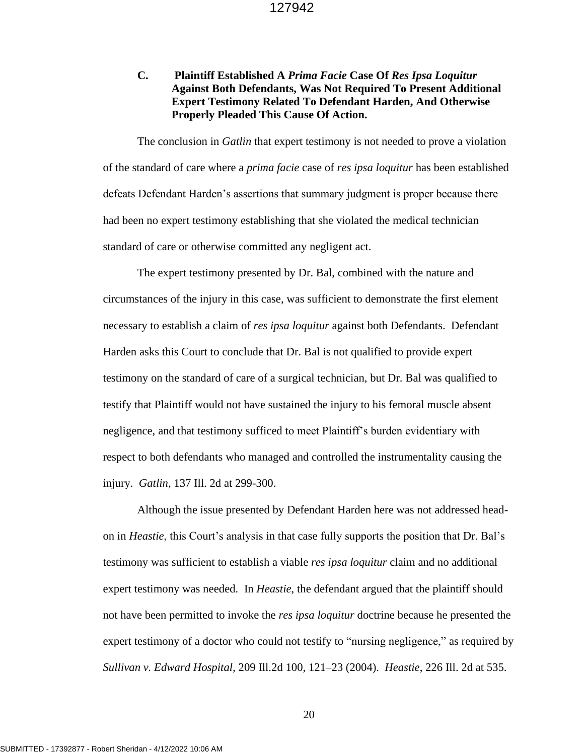### C. Plaintiff Established A *Prima Facie* Case Of *Res Ipsa Loquitur* Against Both Defendants, Was Not Required To Present Additional Expert Testimony Related To Defendant Harden, And Otherwise Properly Pleaded This Cause Of Action.

The conclusion in *Gatlin* that expert testimony is not needed to prove a violation of the standard of care where a *prima facie* case of *res ipsa loquitur* has been established defeats Defendant Harden's assertions that summary judgment is proper because there had been no expert testimony establishing that she violated the medical technician standard of care or otherwise committed any negligent act.

The expert testimony presented by Dr. Bal, combined with the nature and circumstances of the injury in this case, was sufficient to demonstrate the first element necessary to establish a claim of *res ipsa loquitur* against both Defendants. Defendant Harden asks this Court to conclude that Dr. Bal is not qualified to provide expert testimony on the standard of care of a surgical technician, but Dr. Bal was qualified to testify that Plaintiff would not have sustained the injury to his femoral muscle absent negligence, and that testimony sufficed to meet Plaintiff's burden evidentiary with respect to both defendants who managed and controlled the instrumentality causing the injury. *Gatlin*, 137 Ill. 2d at 299-300.

Although the issue presented by Defendant Harden here was not addressed head-on in *Heastie*, this Court's analysis in that case fully supports the position that Dr. Bal's testimony was sufficient to establish a viable *res ipsa loquitur* claim and no additional expert testimony was needed. In *Heastie*, the defendant argued that the plaintiff should not have been permitted to invoke the *res ipsa loquitur* doctrine because he presented the expert testimony of a doctor who could not testify to "nursing negligence," as required by *Sullivan v. Edward Hospital*, 209 Ill.2d 100, 121–23 (2004). *Heastie*, 226 Ill. 2d at 535.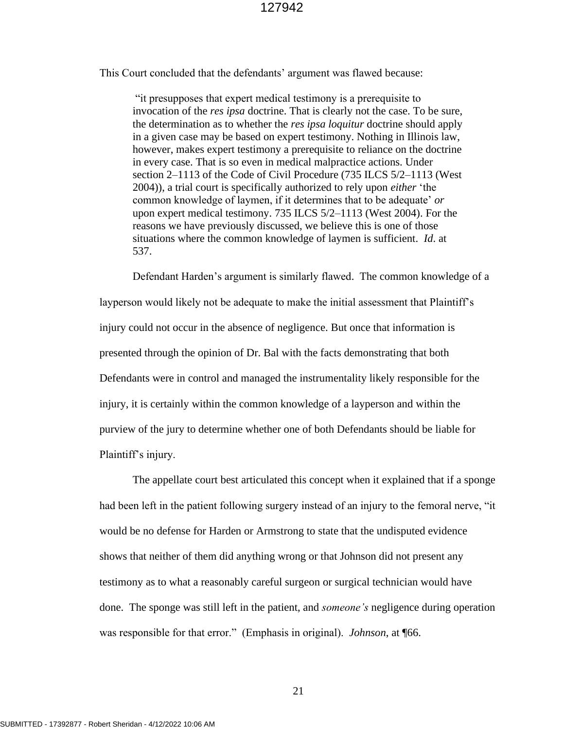This Court concluded that the defendants' argument was flawed because:

> "it presupposes that expert medical testimony is a prerequisite to invocation of the *res ipsa* doctrine. That is clearly not the case. To be sure, the determination as to whether the *res ipsa loquitur* doctrine should apply in a given case may be based on expert testimony. Nothing in Illinois law, however, makes expert testimony a prerequisite to reliance on the doctrine in every case. That is so even in medical malpractice actions. Under section 2–1113 of the Code of Civil Procedure (735 ILCS 5/2–1113 (West 2004)), a trial court is specifically authorized to rely upon *either* 'the common knowledge of laymen, if it determines that to be adequate' *or* upon expert medical testimony. 735 ILCS 5/2–1113 (West 2004). For the reasons we have previously discussed, we believe this is one of those situations where the common knowledge of laymen is sufficient. *Id*. at 537.

Defendant Harden's argument is similarly flawed. The common knowledge of a layperson would likely not be adequate to make the initial assessment that Plaintiff's injury could not occur in the absence of negligence. But once that information is presented through the opinion of Dr. Bal with the facts demonstrating that both Defendants were in control and managed the instrumentality likely responsible for the injury, it is certainly within the common knowledge of a layperson and within the purview of the jury to determine whether one of both Defendants should be liable for Plaintiff's injury.

The appellate court best articulated this concept when it explained that if a sponge had been left in the patient following surgery instead of an injury to the femoral nerve, "it would be no defense for Harden or Armstrong to state that the undisputed evidence shows that neither of them did anything wrong or that Johnson did not present any testimony as to what a reasonably careful surgeon or surgical technician would have done. The sponge was still left in the patient, and *someone's* negligence during operation was responsible for that error." (Emphasis in original). *Johnson*, at ¶66.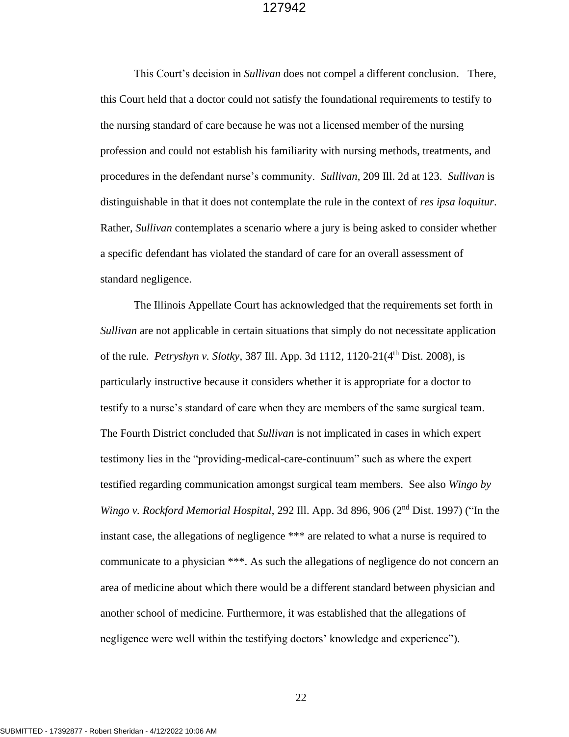This Court's decision in *Sullivan* does not compel a different conclusion. There, this Court held that a doctor could not satisfy the foundational requirements to testify to the nursing standard of care because he was not a licensed member of the nursing profession and could not establish his familiarity with nursing methods, treatments, and procedures in the defendant nurse's community. *Sullivan*, 209 Ill. 2d at 123. *Sullivan* is distinguishable in that it does not contemplate the rule in the context of *res ipsa loquitur*. Rather, *Sullivan* contemplates a scenario where a jury is being asked to consider whether a specific defendant has violated the standard of care for an overall assessment of standard negligence.

The Illinois Appellate Court has acknowledged that the requirements set forth in *Sullivan* are not applicable in certain situations that simply do not necessitate application of the rule. *Petryshyn v. Slotky*, 387 Ill. App. 3d 1112, 1120-21(4th Dist. 2008), is particularly instructive because it considers whether it is appropriate for a doctor to testify to a nurse's standard of care when they are members of the same surgical team. The Fourth District concluded that *Sullivan* is not implicated in cases in which expert testimony lies in the "providing-medical-care-continuum" such as where the expert testified regarding communication amongst surgical team members. See also *Wingo by Wingo v. Rockford Memorial Hospital*, 292 Ill. App. 3d 896, 906 (2nd Dist. 1997) ("In the instant case, the allegations of negligence *** are related to what a nurse is required to communicate to a physician ***. As such the allegations of negligence do not concern an area of medicine about which there would be a different standard between physician and another school of medicine. Furthermore, it was established that the allegations of negligence were well within the testifying doctors' knowledge and experience").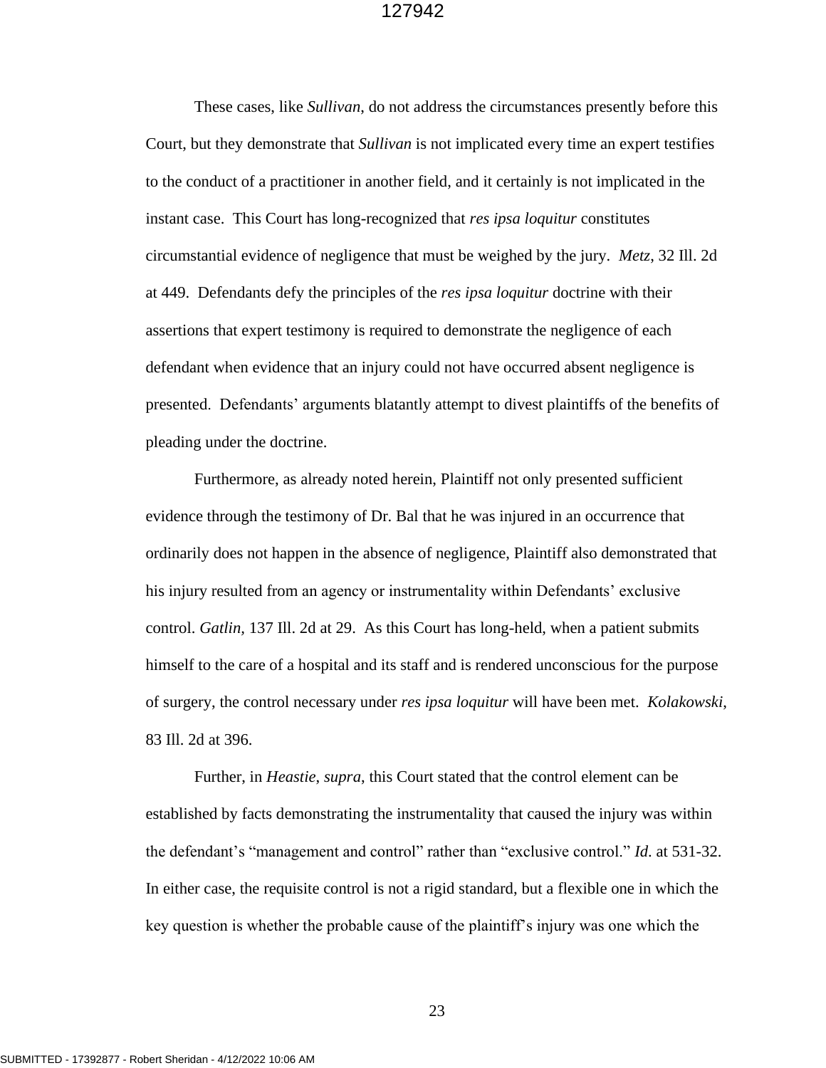These cases, like *Sullivan*, do not address the circumstances presently before this Court, but they demonstrate that *Sullivan* is not implicated every time an expert testifies to the conduct of a practitioner in another field, and it certainly is not implicated in the instant case. This Court has long-recognized that *res ipsa loquitur* constitutes circumstantial evidence of negligence that must be weighed by the jury. *Metz*, 32 Ill. 2d at 449. Defendants defy the principles of the *res ipsa loquitur* doctrine with their assertions that expert testimony is required to demonstrate the negligence of each defendant when evidence that an injury could not have occurred absent negligence is presented. Defendants' arguments blatantly attempt to divest plaintiffs of the benefits of pleading under the doctrine.

Furthermore, as already noted herein, Plaintiff not only presented sufficient evidence through the testimony of Dr. Bal that he was injured in an occurrence that ordinarily does not happen in the absence of negligence, Plaintiff also demonstrated that his injury resulted from an agency or instrumentality within Defendants' exclusive control. *Gatlin*, 137 Ill. 2d at 29. As this Court has long-held, when a patient submits himself to the care of a hospital and its staff and is rendered unconscious for the purpose of surgery, the control necessary under *res ipsa loquitur* will have been met. *Kolakowski*, 83 Ill. 2d at 396.

Further, in *Heastie*, *supra*, this Court stated that the control element can be established by facts demonstrating the instrumentality that caused the injury was within the defendant's "management and control" rather than "exclusive control." *Id.* at 531-32. In either case, the requisite control is not a rigid standard, but a flexible one in which the key question is whether the probable cause of the plaintiff's injury was one which the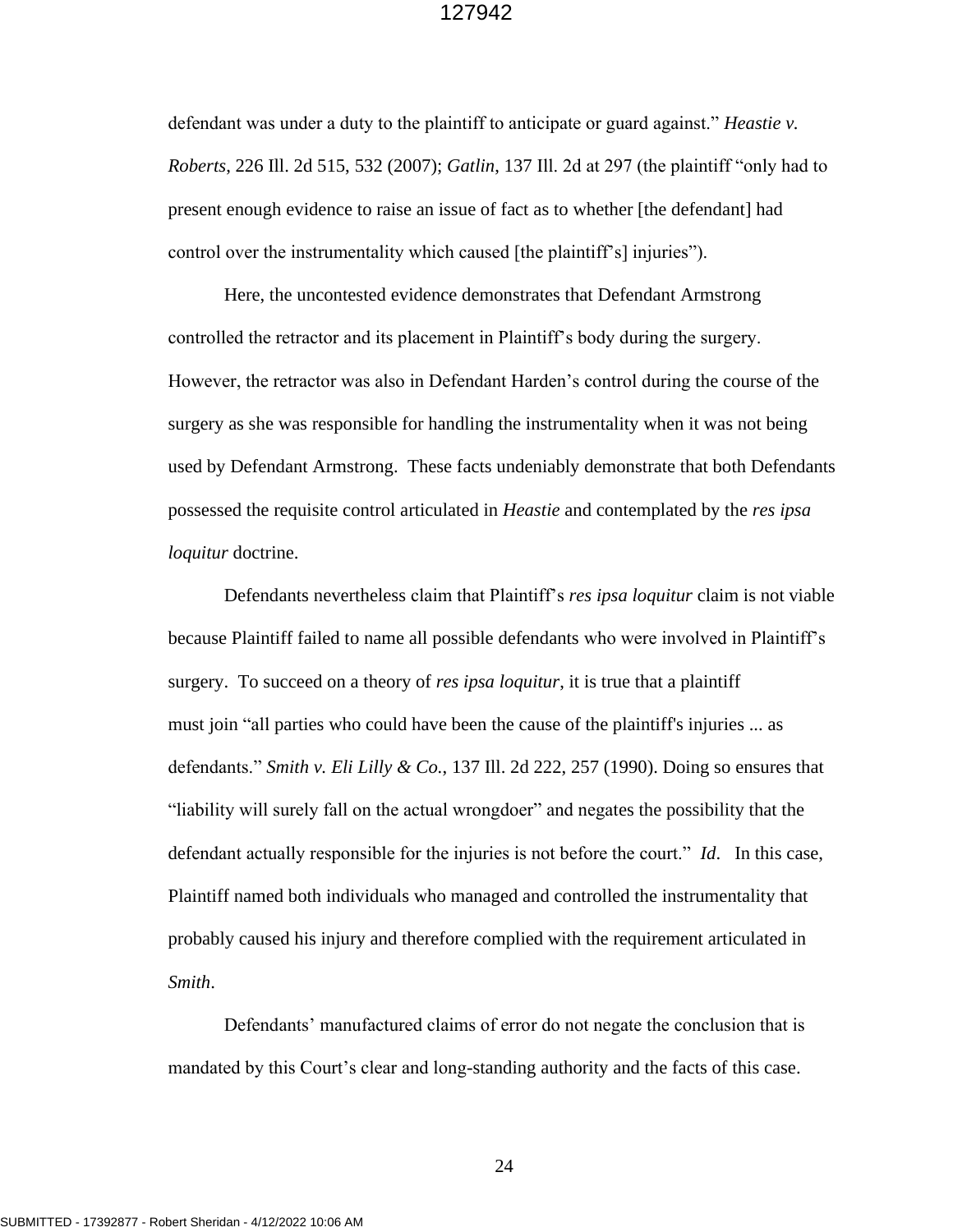defendant was under a duty to the plaintiff to anticipate or guard against." *Heastie v. Roberts*, 226 Ill. 2d 515, 532 (2007); *Gatlin*, 137 Ill. 2d at 297 (the plaintiff "only had to present enough evidence to raise an issue of fact as to whether [the defendant] had control over the instrumentality which caused [the plaintiff's] injuries").

Here, the uncontested evidence demonstrates that Defendant Armstrong controlled the retractor and its placement in Plaintiff's body during the surgery. However, the retractor was also in Defendant Harden's control during the course of the surgery as she was responsible for handling the instrumentality when it was not being used by Defendant Armstrong. These facts undeniably demonstrate that both Defendants possessed the requisite control articulated in *Heastie* and contemplated by the *res ipsa loquitur* doctrine.

Defendants nevertheless claim that Plaintiff's *res ipsa loquitur* claim is not viable because Plaintiff failed to name all possible defendants who were involved in Plaintiff's surgery. To succeed on a theory of *res ipsa loquitur*, it is true that a plaintiff must join "all parties who could have been the cause of the plaintiff's injuries ... as defendants." *Smith v. Eli Lilly & Co.*, 137 Ill. 2d 222, 257 (1990). Doing so ensures that "liability will surely fall on the actual wrongdoer" and negates the possibility that the defendant actually responsible for the injuries is not before the court." *Id*. In this case, Plaintiff named both individuals who managed and controlled the instrumentality that probably caused his injury and therefore complied with the requirement articulated in *Smith*.

Defendants' manufactured claims of error do not negate the conclusion that is mandated by this Court's clear and long-standing authority and the facts of this case.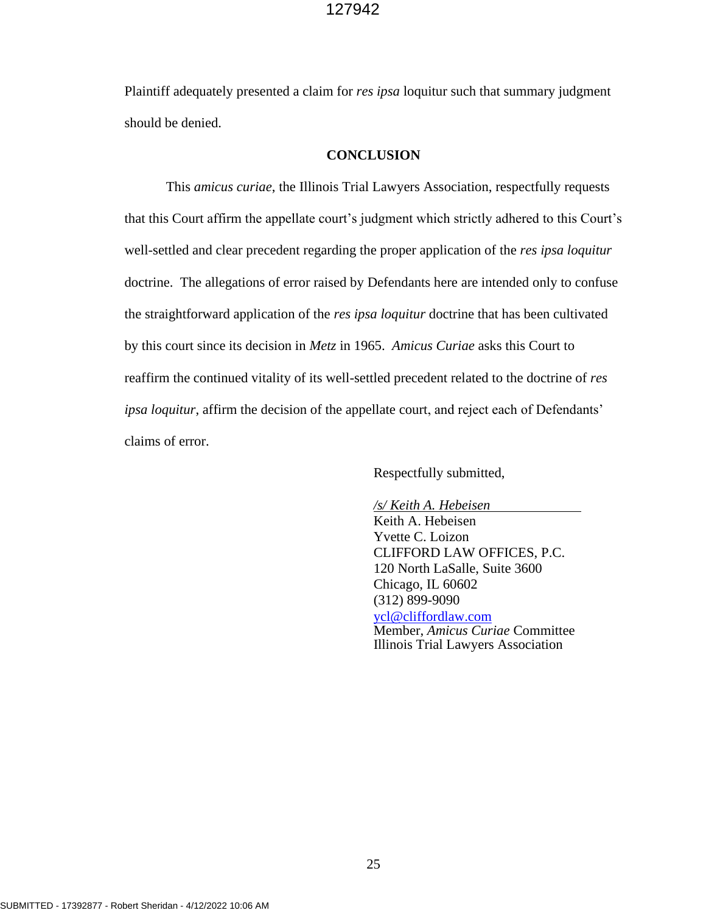Plaintiff adequately presented a claim for *res ipsa* loquitur such that summary judgment should be denied.

## CONCLUSION

This *amicus curiae*, the Illinois Trial Lawyers Association, respectfully requests that this Court affirm the appellate court's judgment which strictly adhered to this Court's well-settled and clear precedent regarding the proper application of the *res ipsa loquitur* doctrine. The allegations of error raised by Defendants here are intended only to confuse the straightforward application of the *res ipsa loquitur* doctrine that has been cultivated by this court since its decision in *Metz* in 1965. *Amicus Curiae* asks this Court to reaffirm the continued vitality of its well-settled precedent related to the doctrine of *res ipsa loquitur*, affirm the decision of the appellate court, and reject each of Defendants' claims of error.

Respectfully submitted,

*/s/ Keith A. Hebeisen*
Keith A. Hebeisen
Yvette C. Loizon
CLIFFORD LAW OFFICES, P.C.
120 North LaSalle, Suite 3600
Chicago, IL 60602
(312) 899-9090
ycl@cliffordlaw.com
Member, *Amicus Curiae* Committee
Illinois Trial Lawyers Association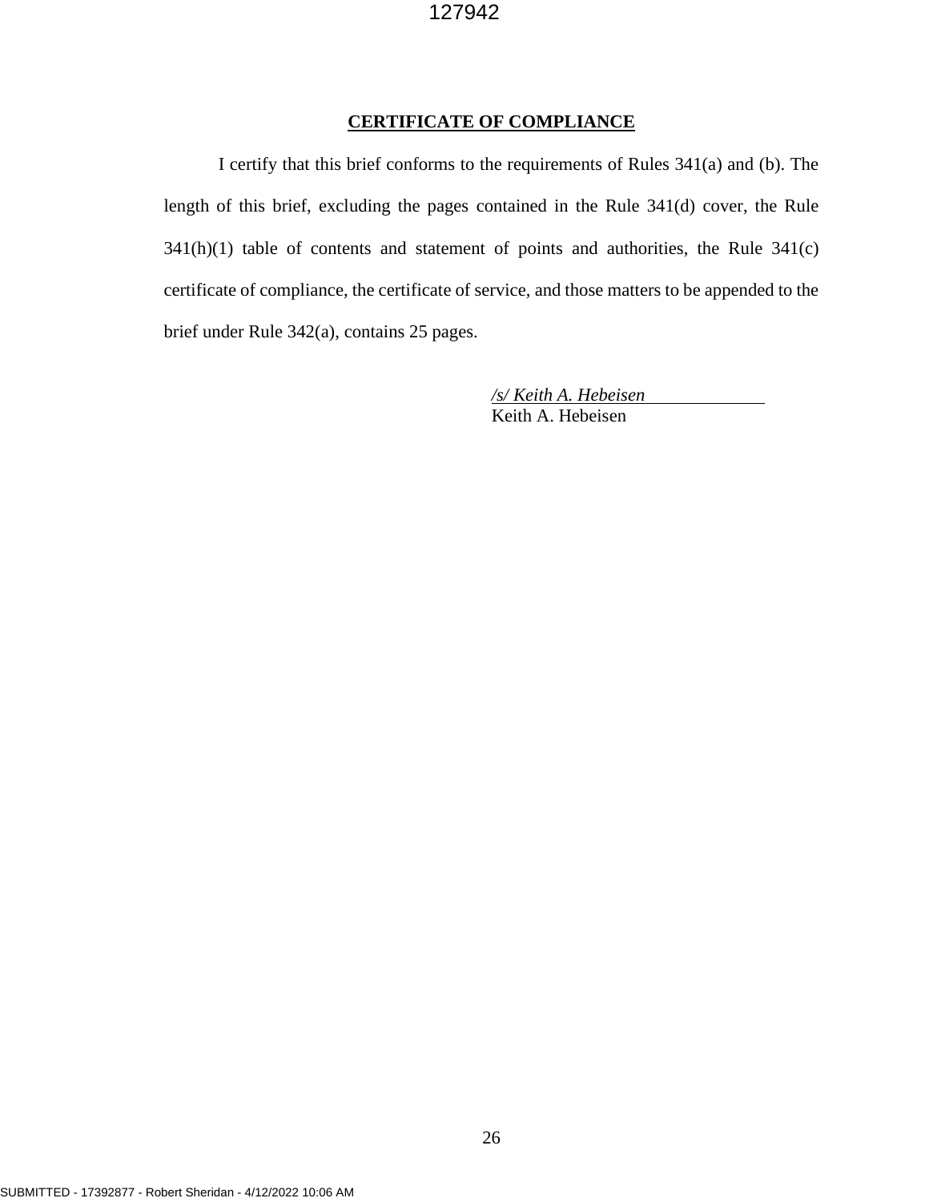## CERTIFICATE OF COMPLIANCE

I certify that this brief conforms to the requirements of Rules 341(a) and (b). The length of this brief, excluding the pages contained in the Rule 341(d) cover, the Rule 341(h)(1) table of contents and statement of points and authorities, the Rule 341(c) certificate of compliance, the certificate of service, and those matters to be appended to the brief under Rule 342(a), contains 25 pages.

*/s/ Keith A. Hebeisen*
Keith A. Hebeisen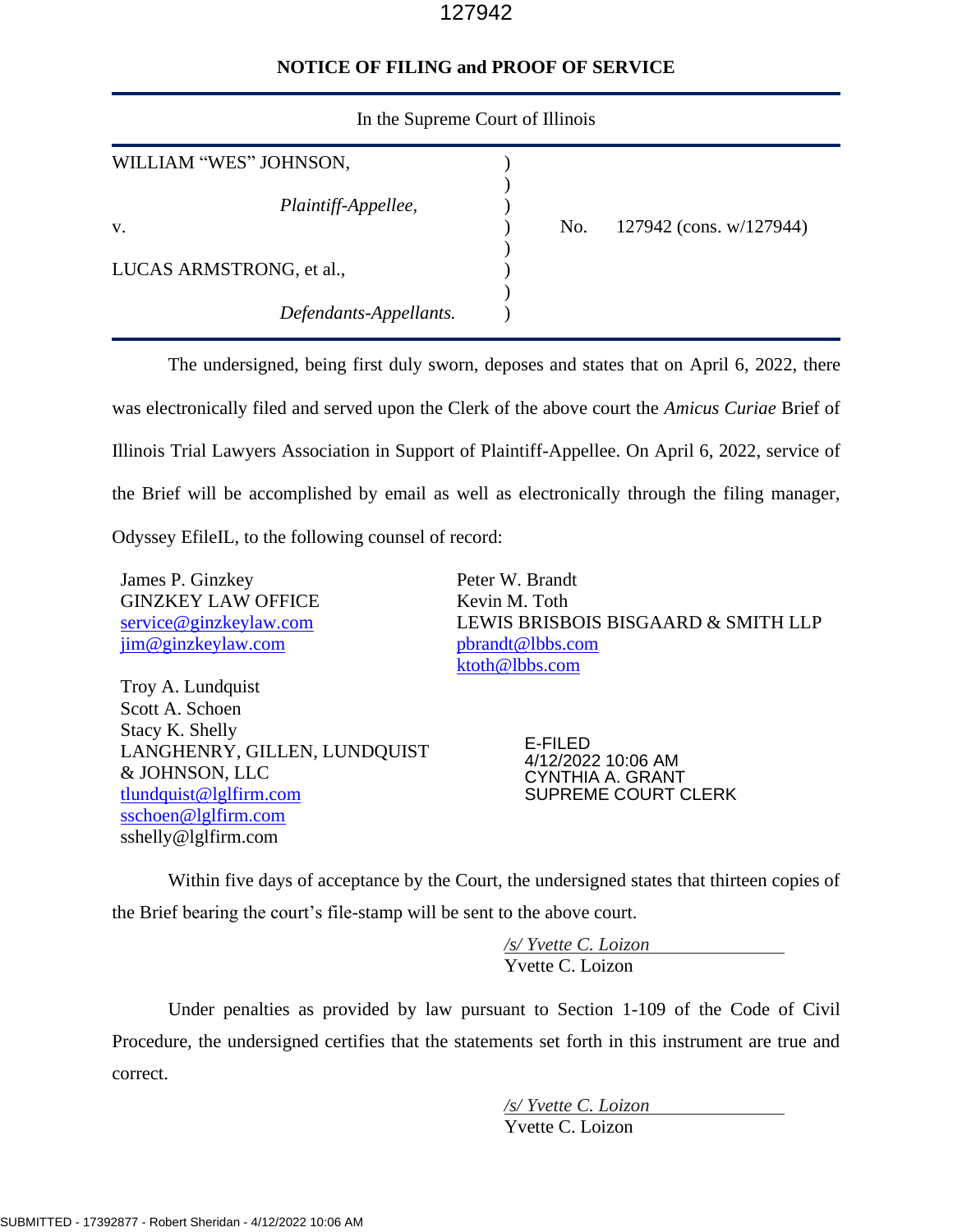**NOTICE OF FILING and PROOF OF SERVICE**

In the Supreme Court of Illinois

| | | |
|---|---|---|
| WILLIAM "WES" JOHNSON, *Plaintiff-Appellee,* v. LUCAS ARMSTRONG, et al., *Defendants-Appellants.* | ) ) ) ) ) ) ) ) | No. 127942 (cons. w/127944) |

The undersigned, being first duly sworn, deposes and states that on April 6, 2022, there was electronically filed and served upon the Clerk of the above court the *Amicus Curiae* Brief of Illinois Trial Lawyers Association in Support of Plaintiff-Appellee. On April 6, 2022, service of the Brief will be accomplished by email as well as electronically through the filing manager, Odyssey EfileIL, to the following counsel of record:

James P. Ginzkey
GINZKEY LAW OFFICE
service@ginzkeylaw.com
jim@ginzkeylaw.com

Troy A. Lundquist
Scott A. Schoen
Stacy K. Shelly
LANGHENRY, GILLEN, LUNDQUIST & JOHNSON, LLC
tlundquist@lglfirm.com
sschoen@lglfirm.com
sshelly@lglfirm.com

Peter W. Brandt
Kevin M. Toth
LEWIS BRISBOIS BISGAARD & SMITH LLP
pbrandt@lbbs.com
ktoth@lbbs.com

E-FILED
4/12/2022 10:06 AM
CYNTHIA A. GRANT
SUPREME COURT CLERK

Within five days of acceptance by the Court, the undersigned states that thirteen copies of the Brief bearing the court's file-stamp will be sent to the above court.

*/s/ Yvette C. Loizon*
Yvette C. Loizon

Under penalties as provided by law pursuant to Section 1-109 of the Code of Civil Procedure, the undersigned certifies that the statements set forth in this instrument are true and correct.

*/s/ Yvette C. Loizon*
Yvette C. Loizon